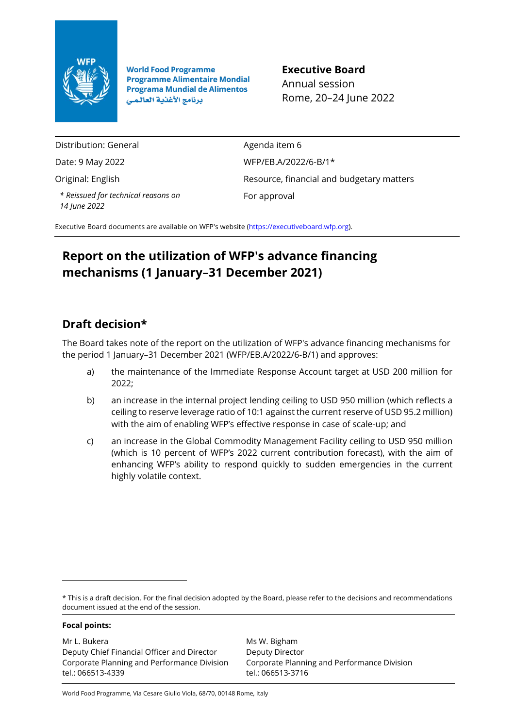World Food Programme
Programme Alimentaire Mondial
Programa Mundial de Alimentos
برنامج الأغذية العالمي

**Executive Board**
Annual session
Rome, 20–24 June 2022

| | |
|---|---|
| Distribution: General | Agenda item 6 |
| Date: 9 May 2022 | WFP/EB.A/2022/6-B/1* |
| Original: English | Resource, financial and budgetary matters |
| *\* Reissued for technical reasons on 14 June 2022* | For approval |

Executive Board documents are available on WFP's website (https://executiveboard.wfp.org).

# Report on the utilization of WFP's advance financing mechanisms (1 January–31 December 2021)

## Draft decision*

The Board takes note of the report on the utilization of WFP's advance financing mechanisms for the period 1 January–31 December 2021 (WFP/EB.A/2022/6-B/1) and approves:

a) the maintenance of the Immediate Response Account target at USD 200 million for 2022;

b) an increase in the internal project lending ceiling to USD 950 million (which reflects a ceiling to reserve leverage ratio of 10:1 against the current reserve of USD 95.2 million) with the aim of enabling WFP's effective response in case of scale-up; and

c) an increase in the Global Commodity Management Facility ceiling to USD 950 million (which is 10 percent of WFP's 2022 current contribution forecast), with the aim of enhancing WFP's ability to respond quickly to sudden emergencies in the current highly volatile context.

\* This is a draft decision. For the final decision adopted by the Board, please refer to the decisions and recommendations document issued at the end of the session.

**Focal points:**

| | |
|---|---|
| Mr L. Bukera<br>Deputy Chief Financial Officer and Director<br>Corporate Planning and Performance Division<br>tel.: 066513-4339 | Ms W. Bigham<br>Deputy Director<br>Corporate Planning and Performance Division<br>tel.: 066513-3716 |

World Food Programme, Via Cesare Giulio Viola, 68/70, 00148 Rome, Italy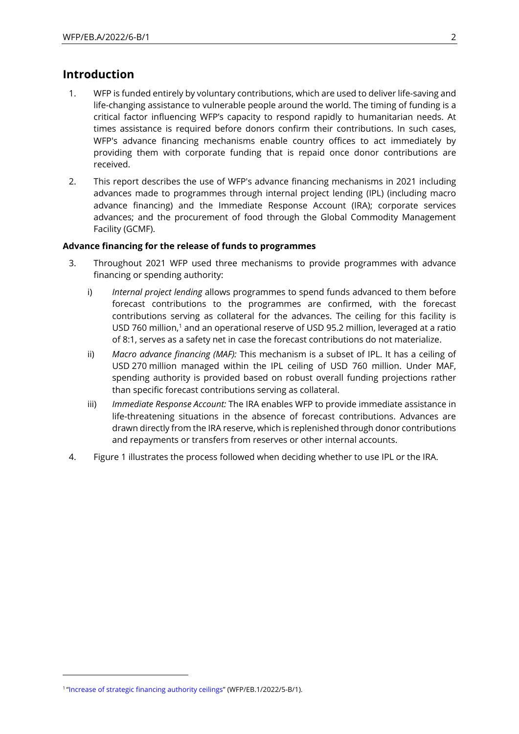## Introduction

1. WFP is funded entirely by voluntary contributions, which are used to deliver life-saving and life-changing assistance to vulnerable people around the world. The timing of funding is a critical factor influencing WFP's capacity to respond rapidly to humanitarian needs. At times assistance is required before donors confirm their contributions. In such cases, WFP's advance financing mechanisms enable country offices to act immediately by providing them with corporate funding that is repaid once donor contributions are received.

2. This report describes the use of WFP's advance financing mechanisms in 2021 including advances made to programmes through internal project lending (IPL) (including macro advance financing) and the Immediate Response Account (IRA); corporate services advances; and the procurement of food through the Global Commodity Management Facility (GCMF).

**Advance financing for the release of funds to programmes**

3. Throughout 2021 WFP used three mechanisms to provide programmes with advance financing or spending authority:

   i) *Internal project lending* allows programmes to spend funds advanced to them before forecast contributions to the programmes are confirmed, with the forecast contributions serving as collateral for the advances. The ceiling for this facility is USD 760 million,[1] and an operational reserve of USD 95.2 million, leveraged at a ratio of 8:1, serves as a safety net in case the forecast contributions do not materialize.

   ii) *Macro advance financing (MAF):* This mechanism is a subset of IPL. It has a ceiling of USD 270 million managed within the IPL ceiling of USD 760 million. Under MAF, spending authority is provided based on robust overall funding projections rather than specific forecast contributions serving as collateral.

   iii) *Immediate Response Account:* The IRA enables WFP to provide immediate assistance in life-threatening situations in the absence of forecast contributions. Advances are drawn directly from the IRA reserve, which is replenished through donor contributions and repayments or transfers from reserves or other internal accounts.

4. Figure 1 illustrates the process followed when deciding whether to use IPL or the IRA.

---

[1] "Increase of strategic financing authority ceilings" (WFP/EB.1/2022/5-B/1).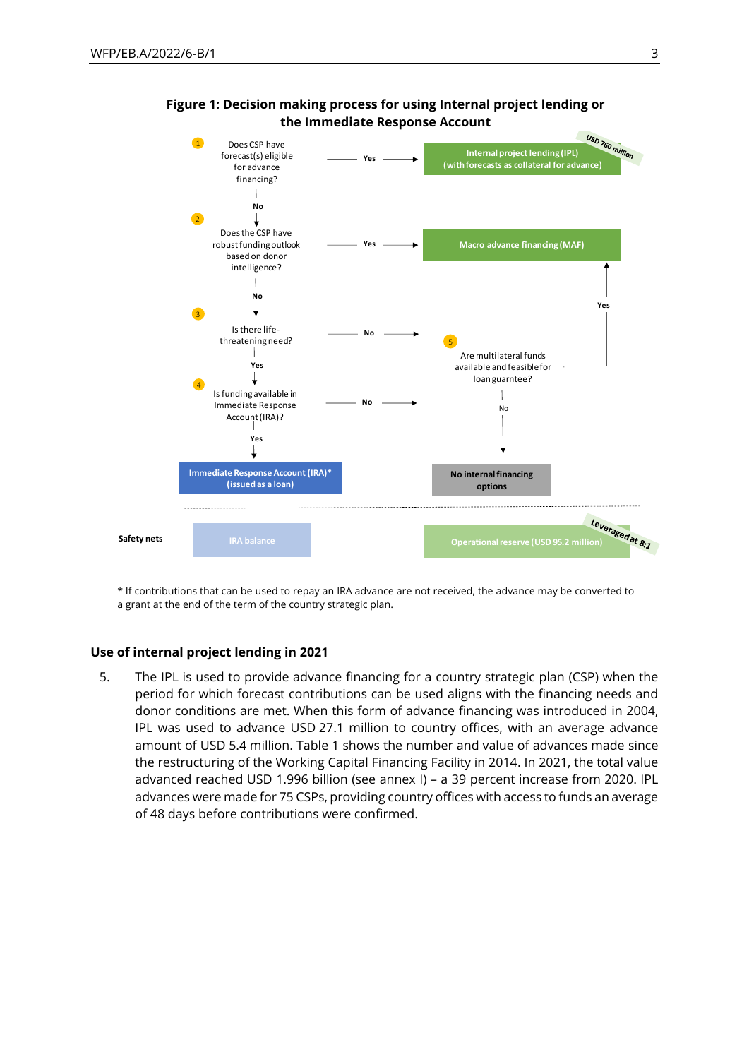**Figure 1: Decision making process for using Internal project lending or the Immediate Response Account**

1. Does CSP have forecast(s) eligible for advance financing? — Yes → **Internal project lending (IPL) (with forecasts as collateral for advance)** (USD 760 million)
   - No ↓
2. Does the CSP have robust funding outlook based on donor intelligence? — Yes → **Macro advance financing (MAF)**
   - No ↓
3. Is there life-threatening need? — No → 5
   - Yes ↓
4. Is funding available in Immediate Response Account (IRA)? — No → 5
   - Yes ↓ **Immediate Response Account (IRA)* (issued as a loan)**
5. Are multilateral funds available and feasible for loan guarntee? — Yes → **Macro advance financing (MAF)**
   - No ↓ **No internal financing options**

Safety nets: IRA balance; Operational reserve (USD 95.2 million) (Leveraged at 8:1)

* If contributions that can be used to repay an IRA advance are not received, the advance may be converted to a grant at the end of the term of the country strategic plan.

### Use of internal project lending in 2021

5. The IPL is used to provide advance financing for a country strategic plan (CSP) when the period for which forecast contributions can be used aligns with the financing needs and donor conditions are met. When this form of advance financing was introduced in 2004, IPL was used to advance USD 27.1 million to country offices, with an average advance amount of USD 5.4 million. Table 1 shows the number and value of advances made since the restructuring of the Working Capital Financing Facility in 2014. In 2021, the total value advanced reached USD 1.996 billion (see annex I) – a 39 percent increase from 2020. IPL advances were made for 75 CSPs, providing country offices with access to funds an average of 48 days before contributions were confirmed.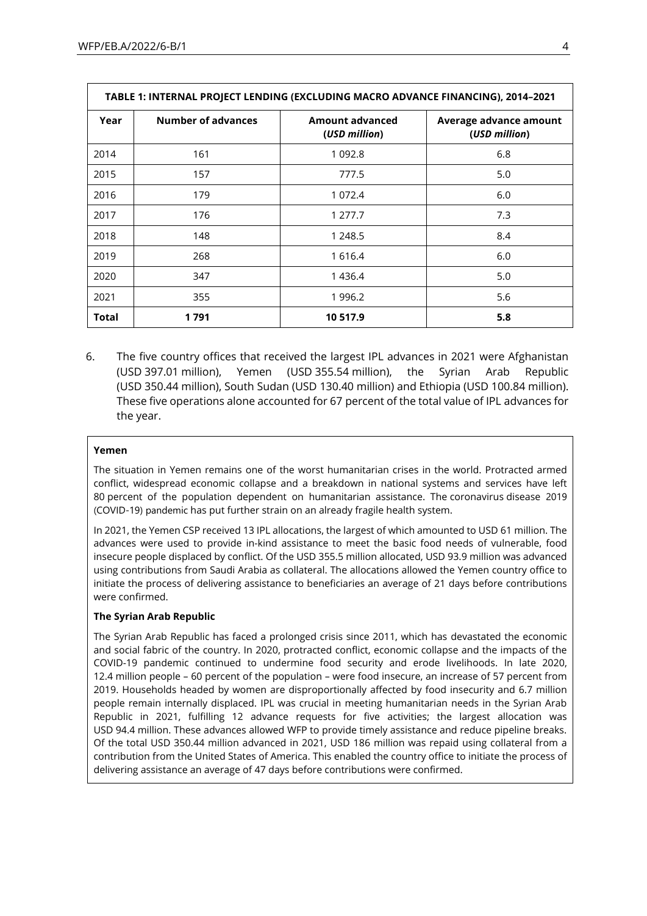| TABLE 1: INTERNAL PROJECT LENDING (EXCLUDING MACRO ADVANCE FINANCING), 2014–2021 | | | |
|---|---|---|---|
| **Year** | **Number of advances** | **Amount advanced (*USD million*)** | **Average advance amount (*USD million*)** |
| 2014 | 161 | 1 092.8 | 6.8 |
| 2015 | 157 | 777.5 | 5.0 |
| 2016 | 179 | 1 072.4 | 6.0 |
| 2017 | 176 | 1 277.7 | 7.3 |
| 2018 | 148 | 1 248.5 | 8.4 |
| 2019 | 268 | 1 616.4 | 6.0 |
| 2020 | 347 | 1 436.4 | 5.0 |
| 2021 | 355 | 1 996.2 | 5.6 |
| **Total** | **1 791** | **10 517.9** | **5.8** |

6. The five country offices that received the largest IPL advances in 2021 were Afghanistan (USD 397.01 million), Yemen (USD 355.54 million), the Syrian Arab Republic (USD 350.44 million), South Sudan (USD 130.40 million) and Ethiopia (USD 100.84 million). These five operations alone accounted for 67 percent of the total value of IPL advances for the year.

**Yemen**

The situation in Yemen remains one of the worst humanitarian crises in the world. Protracted armed conflict, widespread economic collapse and a breakdown in national systems and services have left 80 percent of the population dependent on humanitarian assistance. The coronavirus disease 2019 (COVID-19) pandemic has put further strain on an already fragile health system.

In 2021, the Yemen CSP received 13 IPL allocations, the largest of which amounted to USD 61 million. The advances were used to provide in-kind assistance to meet the basic food needs of vulnerable, food insecure people displaced by conflict. Of the USD 355.5 million allocated, USD 93.9 million was advanced using contributions from Saudi Arabia as collateral. The allocations allowed the Yemen country office to initiate the process of delivering assistance to beneficiaries an average of 21 days before contributions were confirmed.

**The Syrian Arab Republic**

The Syrian Arab Republic has faced a prolonged crisis since 2011, which has devastated the economic and social fabric of the country. In 2020, protracted conflict, economic collapse and the impacts of the COVID-19 pandemic continued to undermine food security and erode livelihoods. In late 2020, 12.4 million people – 60 percent of the population – were food insecure, an increase of 57 percent from 2019. Households headed by women are disproportionally affected by food insecurity and 6.7 million people remain internally displaced. IPL was crucial in meeting humanitarian needs in the Syrian Arab Republic in 2021, fulfilling 12 advance requests for five activities; the largest allocation was USD 94.4 million. These advances allowed WFP to provide timely assistance and reduce pipeline breaks. Of the total USD 350.44 million advanced in 2021, USD 186 million was repaid using collateral from a contribution from the United States of America. This enabled the country office to initiate the process of delivering assistance an average of 47 days before contributions were confirmed.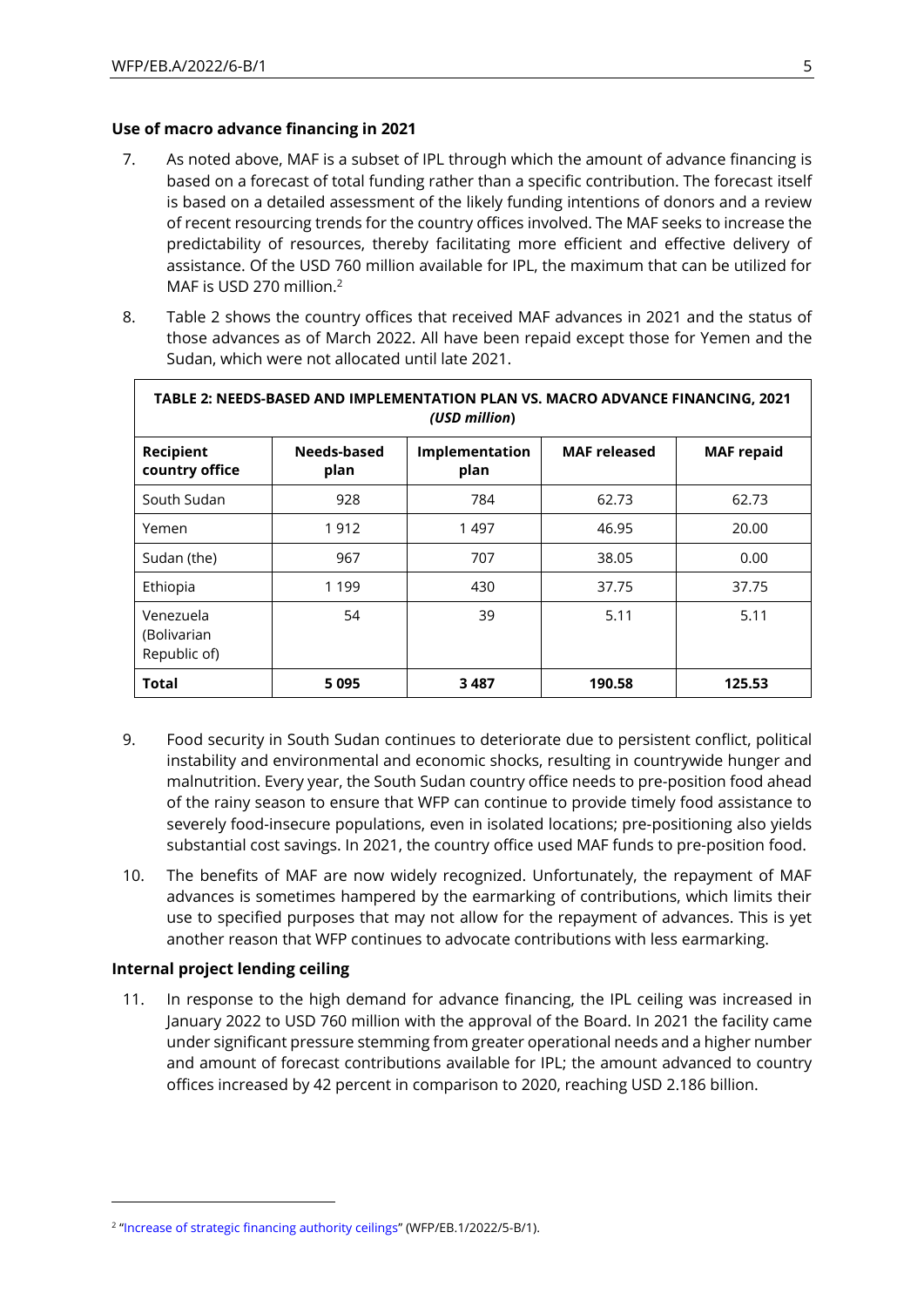### Use of macro advance financing in 2021

7. As noted above, MAF is a subset of IPL through which the amount of advance financing is based on a forecast of total funding rather than a specific contribution. The forecast itself is based on a detailed assessment of the likely funding intentions of donors and a review of recent resourcing trends for the country offices involved. The MAF seeks to increase the predictability of resources, thereby facilitating more efficient and effective delivery of assistance. Of the USD 760 million available for IPL, the maximum that can be utilized for MAF is USD 270 million.[2]

8. Table 2 shows the country offices that received MAF advances in 2021 and the status of those advances as of March 2022. All have been repaid except those for Yemen and the Sudan, which were not allocated until late 2021.

**TABLE 2: NEEDS-BASED AND IMPLEMENTATION PLAN VS. MACRO ADVANCE FINANCING, 2021** ***(USD million)***

| Recipient country office | Needs-based plan | Implementation plan | MAF released | MAF repaid |
|---|---|---|---|---|
| South Sudan | 928 | 784 | 62.73 | 62.73 |
| Yemen | 1 912 | 1 497 | 46.95 | 20.00 |
| Sudan (the) | 967 | 707 | 38.05 | 0.00 |
| Ethiopia | 1 199 | 430 | 37.75 | 37.75 |
| Venezuela (Bolivarian Republic of) | 54 | 39 | 5.11 | 5.11 |
| **Total** | **5 095** | **3 487** | **190.58** | **125.53** |

9. Food security in South Sudan continues to deteriorate due to persistent conflict, political instability and environmental and economic shocks, resulting in countrywide hunger and malnutrition. Every year, the South Sudan country office needs to pre-position food ahead of the rainy season to ensure that WFP can continue to provide timely food assistance to severely food-insecure populations, even in isolated locations; pre-positioning also yields substantial cost savings. In 2021, the country office used MAF funds to pre-position food.

10. The benefits of MAF are now widely recognized. Unfortunately, the repayment of MAF advances is sometimes hampered by the earmarking of contributions, which limits their use to specified purposes that may not allow for the repayment of advances. This is yet another reason that WFP continues to advocate contributions with less earmarking.

### Internal project lending ceiling

11. In response to the high demand for advance financing, the IPL ceiling was increased in January 2022 to USD 760 million with the approval of the Board. In 2021 the facility came under significant pressure stemming from greater operational needs and a higher number and amount of forecast contributions available for IPL; the amount advanced to country offices increased by 42 percent in comparison to 2020, reaching USD 2.186 billion.

---

[2] "Increase of strategic financing authority ceilings" (WFP/EB.1/2022/5-B/1).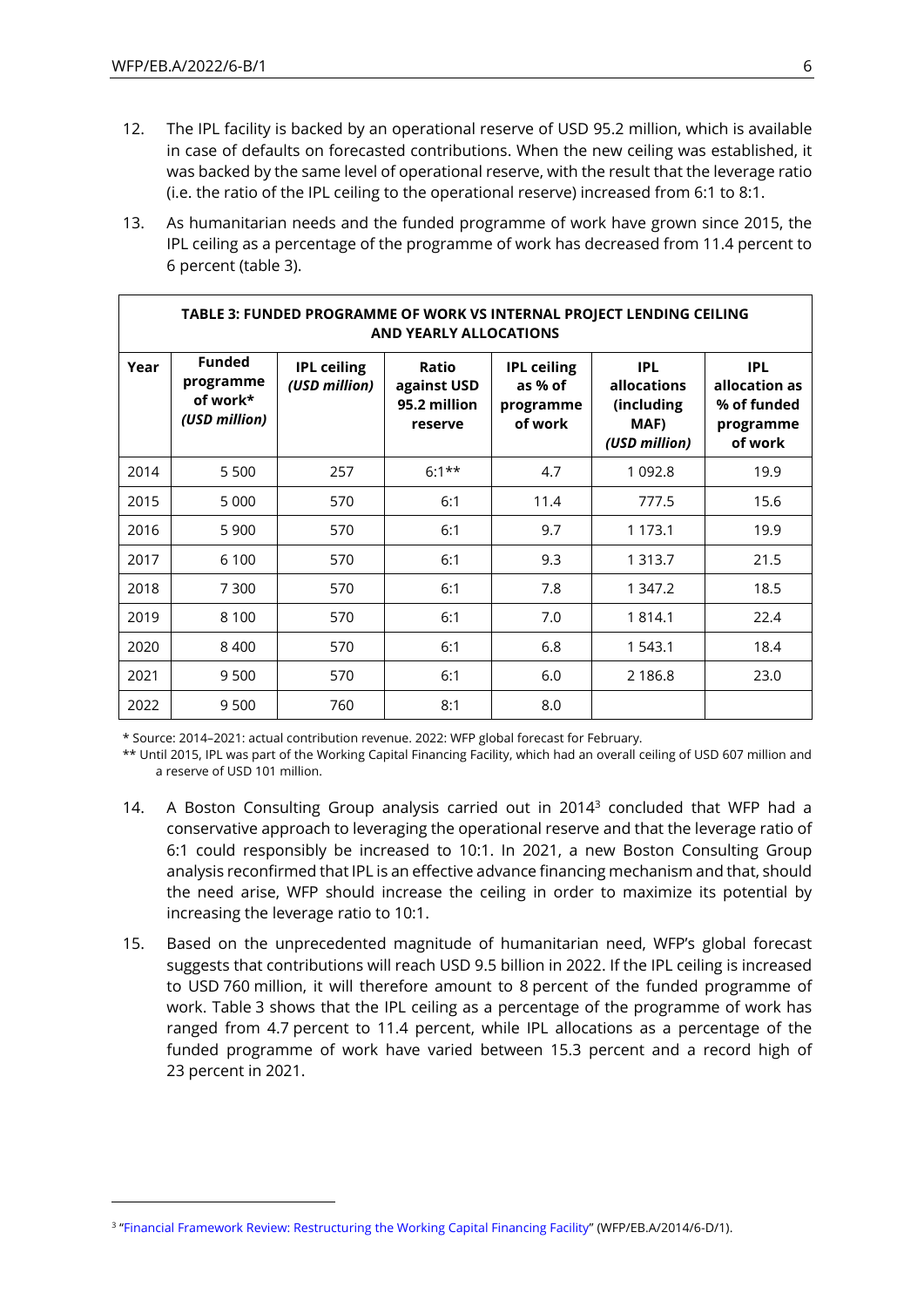12. The IPL facility is backed by an operational reserve of USD 95.2 million, which is available in case of defaults on forecasted contributions. When the new ceiling was established, it was backed by the same level of operational reserve, with the result that the leverage ratio (i.e. the ratio of the IPL ceiling to the operational reserve) increased from 6:1 to 8:1.

13. As humanitarian needs and the funded programme of work have grown since 2015, the IPL ceiling as a percentage of the programme of work has decreased from 11.4 percent to 6 percent (table 3).

**TABLE 3: FUNDED PROGRAMME OF WORK VS INTERNAL PROJECT LENDING CEILING AND YEARLY ALLOCATIONS**

| Year | Funded programme of work* *(USD million)* | IPL ceiling *(USD million)* | Ratio against USD 95.2 million reserve | IPL ceiling as % of programme of work | IPL allocations (including MAF) *(USD million)* | IPL allocation as % of funded programme of work |
|---|---|---|---|---|---|---|
| 2014 | 5 500 | 257 | 6:1** | 4.7 | 1 092.8 | 19.9 |
| 2015 | 5 000 | 570 | 6:1 | 11.4 | 777.5 | 15.6 |
| 2016 | 5 900 | 570 | 6:1 | 9.7 | 1 173.1 | 19.9 |
| 2017 | 6 100 | 570 | 6:1 | 9.3 | 1 313.7 | 21.5 |
| 2018 | 7 300 | 570 | 6:1 | 7.8 | 1 347.2 | 18.5 |
| 2019 | 8 100 | 570 | 6:1 | 7.0 | 1 814.1 | 22.4 |
| 2020 | 8 400 | 570 | 6:1 | 6.8 | 1 543.1 | 18.4 |
| 2021 | 9 500 | 570 | 6:1 | 6.0 | 2 186.8 | 23.0 |
| 2022 | 9 500 | 760 | 8:1 | 8.0 | | |

\* Source: 2014–2021: actual contribution revenue. 2022: WFP global forecast for February.

\*\* Until 2015, IPL was part of the Working Capital Financing Facility, which had an overall ceiling of USD 607 million and a reserve of USD 101 million.

14. A Boston Consulting Group analysis carried out in 2014[3] concluded that WFP had a conservative approach to leveraging the operational reserve and that the leverage ratio of 6:1 could responsibly be increased to 10:1. In 2021, a new Boston Consulting Group analysis reconfirmed that IPL is an effective advance financing mechanism and that, should the need arise, WFP should increase the ceiling in order to maximize its potential by increasing the leverage ratio to 10:1.

15. Based on the unprecedented magnitude of humanitarian need, WFP's global forecast suggests that contributions will reach USD 9.5 billion in 2022. If the IPL ceiling is increased to USD 760 million, it will therefore amount to 8 percent of the funded programme of work. Table 3 shows that the IPL ceiling as a percentage of the programme of work has ranged from 4.7 percent to 11.4 percent, while IPL allocations as a percentage of the funded programme of work have varied between 15.3 percent and a record high of 23 percent in 2021.

[3] "Financial Framework Review: Restructuring the Working Capital Financing Facility" (WFP/EB.A/2014/6-D/1).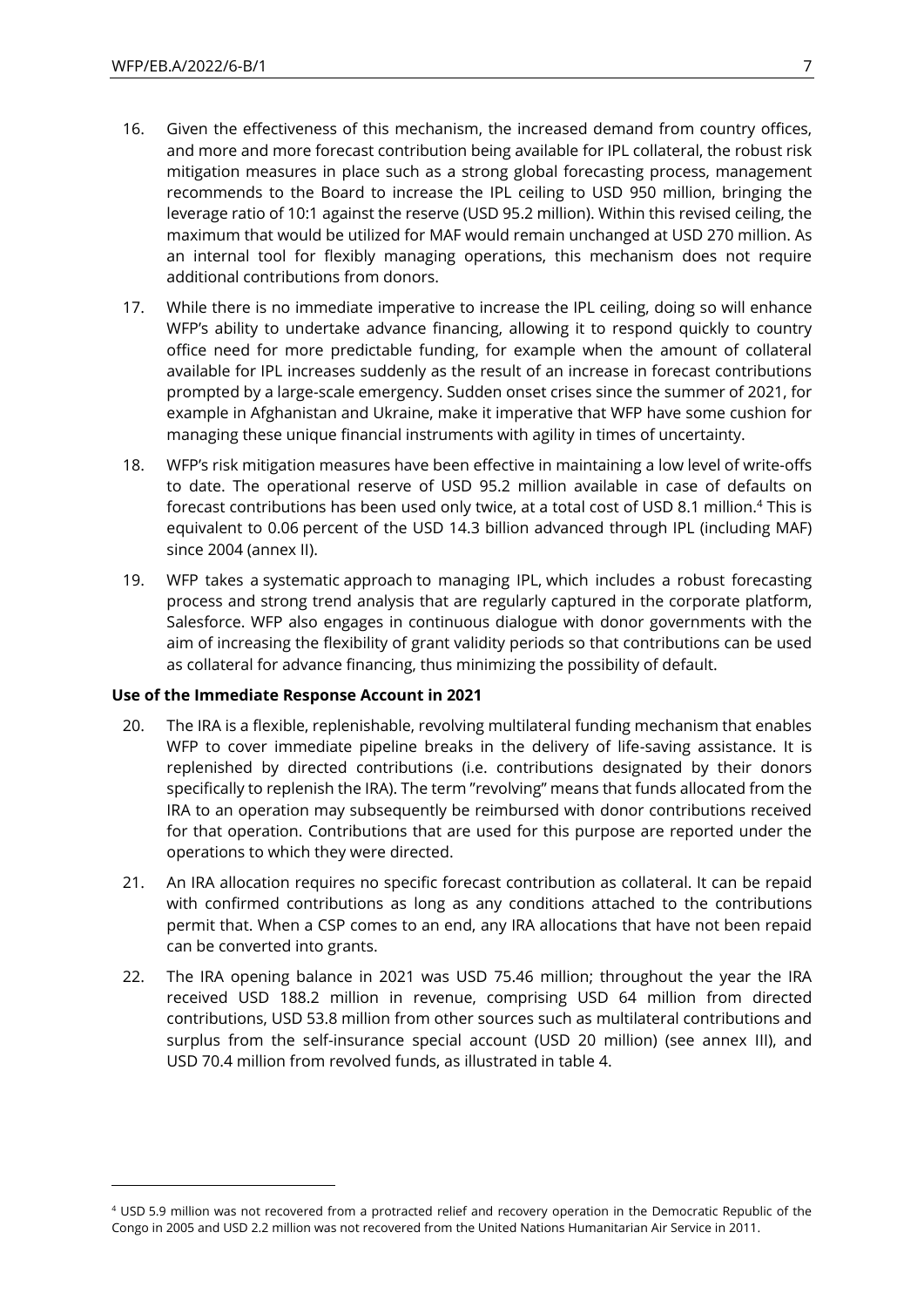16. Given the effectiveness of this mechanism, the increased demand from country offices, and more and more forecast contribution being available for IPL collateral, the robust risk mitigation measures in place such as a strong global forecasting process, management recommends to the Board to increase the IPL ceiling to USD 950 million, bringing the leverage ratio of 10:1 against the reserve (USD 95.2 million). Within this revised ceiling, the maximum that would be utilized for MAF would remain unchanged at USD 270 million. As an internal tool for flexibly managing operations, this mechanism does not require additional contributions from donors.

17. While there is no immediate imperative to increase the IPL ceiling, doing so will enhance WFP's ability to undertake advance financing, allowing it to respond quickly to country office need for more predictable funding, for example when the amount of collateral available for IPL increases suddenly as the result of an increase in forecast contributions prompted by a large-scale emergency. Sudden onset crises since the summer of 2021, for example in Afghanistan and Ukraine, make it imperative that WFP have some cushion for managing these unique financial instruments with agility in times of uncertainty.

18. WFP's risk mitigation measures have been effective in maintaining a low level of write-offs to date. The operational reserve of USD 95.2 million available in case of defaults on forecast contributions has been used only twice, at a total cost of USD 8.1 million.[4] This is equivalent to 0.06 percent of the USD 14.3 billion advanced through IPL (including MAF) since 2004 (annex II).

19. WFP takes a systematic approach to managing IPL, which includes a robust forecasting process and strong trend analysis that are regularly captured in the corporate platform, Salesforce. WFP also engages in continuous dialogue with donor governments with the aim of increasing the flexibility of grant validity periods so that contributions can be used as collateral for advance financing, thus minimizing the possibility of default.

**Use of the Immediate Response Account in 2021**

20. The IRA is a flexible, replenishable, revolving multilateral funding mechanism that enables WFP to cover immediate pipeline breaks in the delivery of life-saving assistance. It is replenished by directed contributions (i.e. contributions designated by their donors specifically to replenish the IRA). The term "revolving" means that funds allocated from the IRA to an operation may subsequently be reimbursed with donor contributions received for that operation. Contributions that are used for this purpose are reported under the operations to which they were directed.

21. An IRA allocation requires no specific forecast contribution as collateral. It can be repaid with confirmed contributions as long as any conditions attached to the contributions permit that. When a CSP comes to an end, any IRA allocations that have not been repaid can be converted into grants.

22. The IRA opening balance in 2021 was USD 75.46 million; throughout the year the IRA received USD 188.2 million in revenue, comprising USD 64 million from directed contributions, USD 53.8 million from other sources such as multilateral contributions and surplus from the self-insurance special account (USD 20 million) (see annex III), and USD 70.4 million from revolved funds, as illustrated in table 4.

---

[4] USD 5.9 million was not recovered from a protracted relief and recovery operation in the Democratic Republic of the Congo in 2005 and USD 2.2 million was not recovered from the United Nations Humanitarian Air Service in 2011.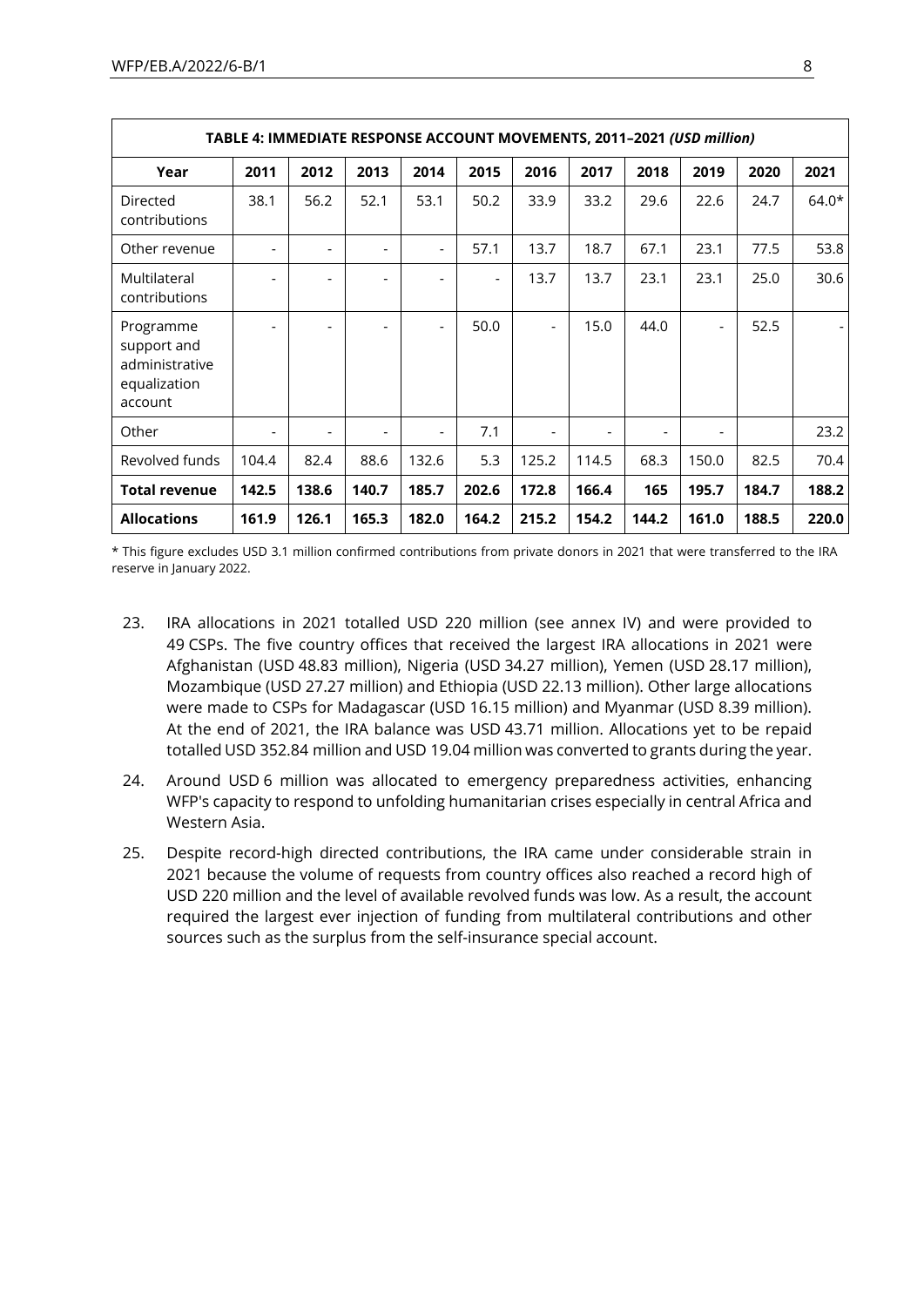| TABLE 4: IMMEDIATE RESPONSE ACCOUNT MOVEMENTS, 2011–2021 *(USD million)* | | | | | | | | | | | |
|---|---|---|---|---|---|---|---|---|---|---|---|
| **Year** | **2011** | **2012** | **2013** | **2014** | **2015** | **2016** | **2017** | **2018** | **2019** | **2020** | **2021** |
| Directed contributions | 38.1 | 56.2 | 52.1 | 53.1 | 50.2 | 33.9 | 33.2 | 29.6 | 22.6 | 24.7 | 64.0* |
| Other revenue | - | - | - | - | 57.1 | 13.7 | 18.7 | 67.1 | 23.1 | 77.5 | 53.8 |
| Multilateral contributions | - | - | - | - | - | 13.7 | 13.7 | 23.1 | 23.1 | 25.0 | 30.6 |
| Programme support and administrative equalization account | - | - | - | - | 50.0 | - | 15.0 | 44.0 | - | 52.5 | - |
| Other | - | - | - | - | 7.1 | - | - | - | - | | 23.2 |
| Revolved funds | 104.4 | 82.4 | 88.6 | 132.6 | 5.3 | 125.2 | 114.5 | 68.3 | 150.0 | 82.5 | 70.4 |
| **Total revenue** | **142.5** | **138.6** | **140.7** | **185.7** | **202.6** | **172.8** | **166.4** | **165** | **195.7** | **184.7** | **188.2** |
| **Allocations** | **161.9** | **126.1** | **165.3** | **182.0** | **164.2** | **215.2** | **154.2** | **144.2** | **161.0** | **188.5** | **220.0** |

* This figure excludes USD 3.1 million confirmed contributions from private donors in 2021 that were transferred to the IRA reserve in January 2022.

23. IRA allocations in 2021 totalled USD 220 million (see annex IV) and were provided to 49 CSPs. The five country offices that received the largest IRA allocations in 2021 were Afghanistan (USD 48.83 million), Nigeria (USD 34.27 million), Yemen (USD 28.17 million), Mozambique (USD 27.27 million) and Ethiopia (USD 22.13 million). Other large allocations were made to CSPs for Madagascar (USD 16.15 million) and Myanmar (USD 8.39 million). At the end of 2021, the IRA balance was USD 43.71 million. Allocations yet to be repaid totalled USD 352.84 million and USD 19.04 million was converted to grants during the year.

24. Around USD 6 million was allocated to emergency preparedness activities, enhancing WFP's capacity to respond to unfolding humanitarian crises especially in central Africa and Western Asia.

25. Despite record-high directed contributions, the IRA came under considerable strain in 2021 because the volume of requests from country offices also reached a record high of USD 220 million and the level of available revolved funds was low. As a result, the account required the largest ever injection of funding from multilateral contributions and other sources such as the surplus from the self-insurance special account.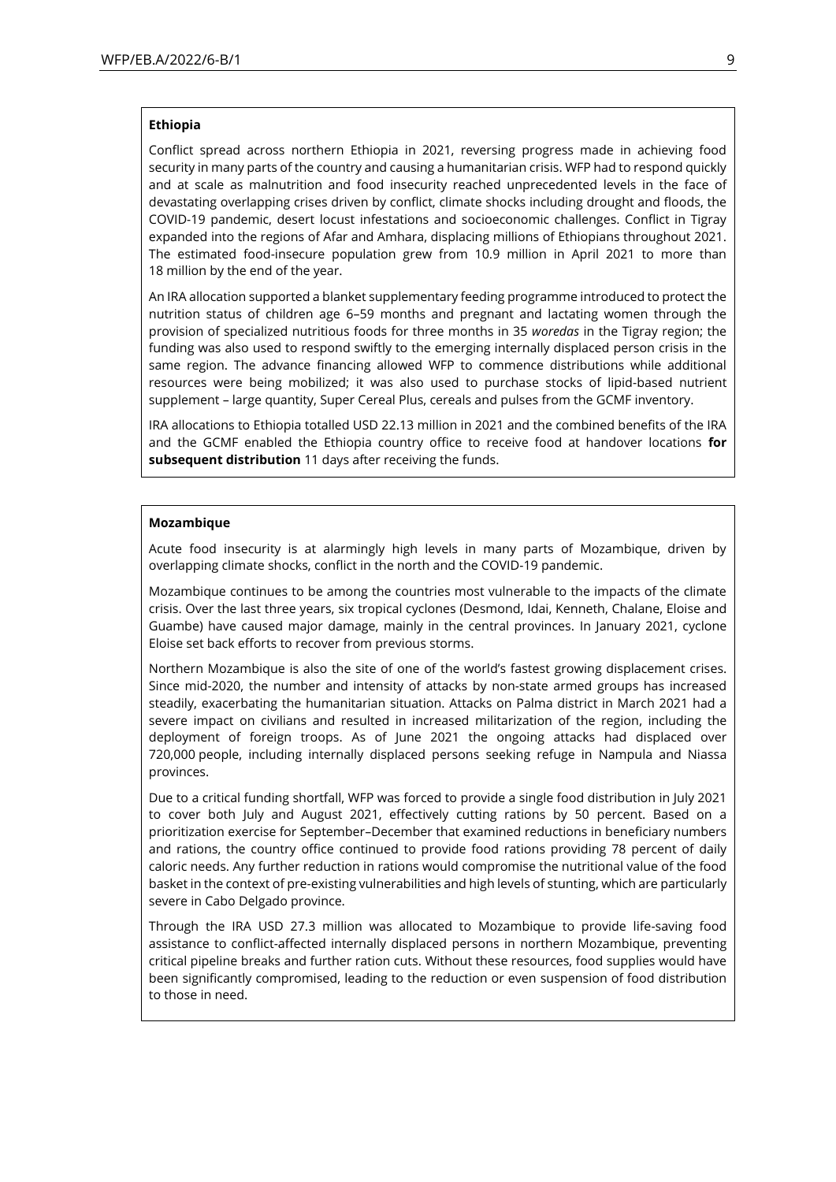**Ethiopia**

Conflict spread across northern Ethiopia in 2021, reversing progress made in achieving food security in many parts of the country and causing a humanitarian crisis. WFP had to respond quickly and at scale as malnutrition and food insecurity reached unprecedented levels in the face of devastating overlapping crises driven by conflict, climate shocks including drought and floods, the COVID-19 pandemic, desert locust infestations and socioeconomic challenges. Conflict in Tigray expanded into the regions of Afar and Amhara, displacing millions of Ethiopians throughout 2021. The estimated food-insecure population grew from 10.9 million in April 2021 to more than 18 million by the end of the year.

An IRA allocation supported a blanket supplementary feeding programme introduced to protect the nutrition status of children age 6–59 months and pregnant and lactating women through the provision of specialized nutritious foods for three months in 35 *woredas* in the Tigray region; the funding was also used to respond swiftly to the emerging internally displaced person crisis in the same region. The advance financing allowed WFP to commence distributions while additional resources were being mobilized; it was also used to purchase stocks of lipid-based nutrient supplement – large quantity, Super Cereal Plus, cereals and pulses from the GCMF inventory.

IRA allocations to Ethiopia totalled USD 22.13 million in 2021 and the combined benefits of the IRA and the GCMF enabled the Ethiopia country office to receive food at handover locations **for subsequent distribution** 11 days after receiving the funds.

**Mozambique**

Acute food insecurity is at alarmingly high levels in many parts of Mozambique, driven by overlapping climate shocks, conflict in the north and the COVID-19 pandemic.

Mozambique continues to be among the countries most vulnerable to the impacts of the climate crisis. Over the last three years, six tropical cyclones (Desmond, Idai, Kenneth, Chalane, Eloise and Guambe) have caused major damage, mainly in the central provinces. In January 2021, cyclone Eloise set back efforts to recover from previous storms.

Northern Mozambique is also the site of one of the world's fastest growing displacement crises. Since mid-2020, the number and intensity of attacks by non-state armed groups has increased steadily, exacerbating the humanitarian situation. Attacks on Palma district in March 2021 had a severe impact on civilians and resulted in increased militarization of the region, including the deployment of foreign troops. As of June 2021 the ongoing attacks had displaced over 720,000 people, including internally displaced persons seeking refuge in Nampula and Niassa provinces.

Due to a critical funding shortfall, WFP was forced to provide a single food distribution in July 2021 to cover both July and August 2021, effectively cutting rations by 50 percent. Based on a prioritization exercise for September–December that examined reductions in beneficiary numbers and rations, the country office continued to provide food rations providing 78 percent of daily caloric needs. Any further reduction in rations would compromise the nutritional value of the food basket in the context of pre-existing vulnerabilities and high levels of stunting, which are particularly severe in Cabo Delgado province.

Through the IRA USD 27.3 million was allocated to Mozambique to provide life-saving food assistance to conflict-affected internally displaced persons in northern Mozambique, preventing critical pipeline breaks and further ration cuts. Without these resources, food supplies would have been significantly compromised, leading to the reduction or even suspension of food distribution to those in need.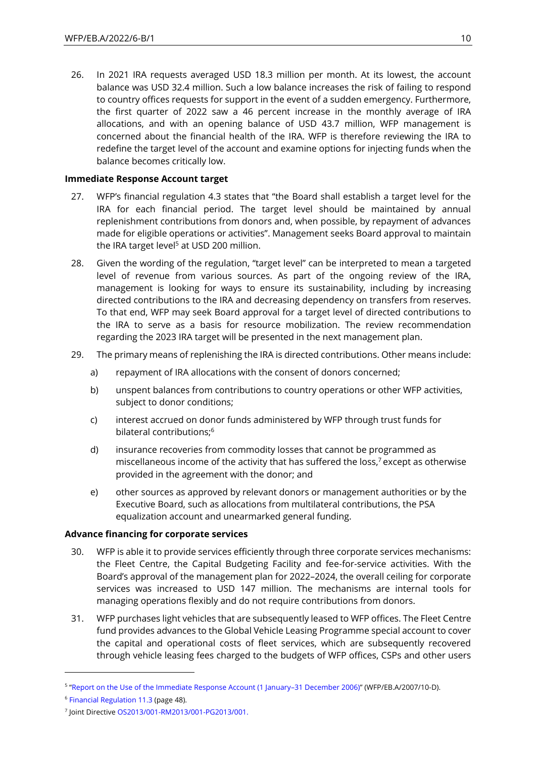26. In 2021 IRA requests averaged USD 18.3 million per month. At its lowest, the account balance was USD 32.4 million. Such a low balance increases the risk of failing to respond to country offices requests for support in the event of a sudden emergency. Furthermore, the first quarter of 2022 saw a 46 percent increase in the monthly average of IRA allocations, and with an opening balance of USD 43.7 million, WFP management is concerned about the financial health of the IRA. WFP is therefore reviewing the IRA to redefine the target level of the account and examine options for injecting funds when the balance becomes critically low.

**Immediate Response Account target**

27. WFP's financial regulation 4.3 states that "the Board shall establish a target level for the IRA for each financial period. The target level should be maintained by annual replenishment contributions from donors and, when possible, by repayment of advances made for eligible operations or activities". Management seeks Board approval to maintain the IRA target level[5] at USD 200 million.

28. Given the wording of the regulation, "target level" can be interpreted to mean a targeted level of revenue from various sources. As part of the ongoing review of the IRA, management is looking for ways to ensure its sustainability, including by increasing directed contributions to the IRA and decreasing dependency on transfers from reserves. To that end, WFP may seek Board approval for a target level of directed contributions to the IRA to serve as a basis for resource mobilization. The review recommendation regarding the 2023 IRA target will be presented in the next management plan.

29. The primary means of replenishing the IRA is directed contributions. Other means include:

    a) repayment of IRA allocations with the consent of donors concerned;

    b) unspent balances from contributions to country operations or other WFP activities, subject to donor conditions;

    c) interest accrued on donor funds administered by WFP through trust funds for bilateral contributions;[6]

    d) insurance recoveries from commodity losses that cannot be programmed as miscellaneous income of the activity that has suffered the loss,[7] except as otherwise provided in the agreement with the donor; and

    e) other sources as approved by relevant donors or management authorities or by the Executive Board, such as allocations from multilateral contributions, the PSA equalization account and unearmarked general funding.

**Advance financing for corporate services**

30. WFP is able it to provide services efficiently through three corporate services mechanisms: the Fleet Centre, the Capital Budgeting Facility and fee-for-service activities. With the Board's approval of the management plan for 2022–2024, the overall ceiling for corporate services was increased to USD 147 million. The mechanisms are internal tools for managing operations flexibly and do not require contributions from donors.

31. WFP purchases light vehicles that are subsequently leased to WFP offices. The Fleet Centre fund provides advances to the Global Vehicle Leasing Programme special account to cover the capital and operational costs of fleet services, which are subsequently recovered through vehicle leasing fees charged to the budgets of WFP offices, CSPs and other users

---

[5] "Report on the Use of the Immediate Response Account (1 January–31 December 2006)" (WFP/EB.A/2007/10-D).

[6] Financial Regulation 11.3 (page 48).

[7] Joint Directive OS2013/001-RM2013/001-PG2013/001.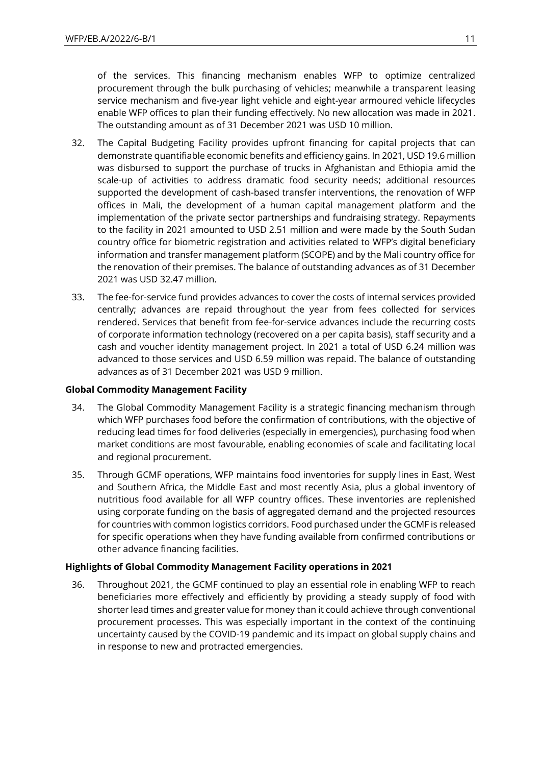of the services. This financing mechanism enables WFP to optimize centralized procurement through the bulk purchasing of vehicles; meanwhile a transparent leasing service mechanism and five-year light vehicle and eight-year armoured vehicle lifecycles enable WFP offices to plan their funding effectively. No new allocation was made in 2021. The outstanding amount as of 31 December 2021 was USD 10 million.

32. The Capital Budgeting Facility provides upfront financing for capital projects that can demonstrate quantifiable economic benefits and efficiency gains. In 2021, USD 19.6 million was disbursed to support the purchase of trucks in Afghanistan and Ethiopia amid the scale-up of activities to address dramatic food security needs; additional resources supported the development of cash-based transfer interventions, the renovation of WFP offices in Mali, the development of a human capital management platform and the implementation of the private sector partnerships and fundraising strategy. Repayments to the facility in 2021 amounted to USD 2.51 million and were made by the South Sudan country office for biometric registration and activities related to WFP's digital beneficiary information and transfer management platform (SCOPE) and by the Mali country office for the renovation of their premises. The balance of outstanding advances as of 31 December 2021 was USD 32.47 million.

33. The fee-for-service fund provides advances to cover the costs of internal services provided centrally; advances are repaid throughout the year from fees collected for services rendered. Services that benefit from fee-for-service advances include the recurring costs of corporate information technology (recovered on a per capita basis), staff security and a cash and voucher identity management project. In 2021 a total of USD 6.24 million was advanced to those services and USD 6.59 million was repaid. The balance of outstanding advances as of 31 December 2021 was USD 9 million.

**Global Commodity Management Facility**

34. The Global Commodity Management Facility is a strategic financing mechanism through which WFP purchases food before the confirmation of contributions, with the objective of reducing lead times for food deliveries (especially in emergencies), purchasing food when market conditions are most favourable, enabling economies of scale and facilitating local and regional procurement.

35. Through GCMF operations, WFP maintains food inventories for supply lines in East, West and Southern Africa, the Middle East and most recently Asia, plus a global inventory of nutritious food available for all WFP country offices. These inventories are replenished using corporate funding on the basis of aggregated demand and the projected resources for countries with common logistics corridors. Food purchased under the GCMF is released for specific operations when they have funding available from confirmed contributions or other advance financing facilities.

**Highlights of Global Commodity Management Facility operations in 2021**

36. Throughout 2021, the GCMF continued to play an essential role in enabling WFP to reach beneficiaries more effectively and efficiently by providing a steady supply of food with shorter lead times and greater value for money than it could achieve through conventional procurement processes. This was especially important in the context of the continuing uncertainty caused by the COVID-19 pandemic and its impact on global supply chains and in response to new and protracted emergencies.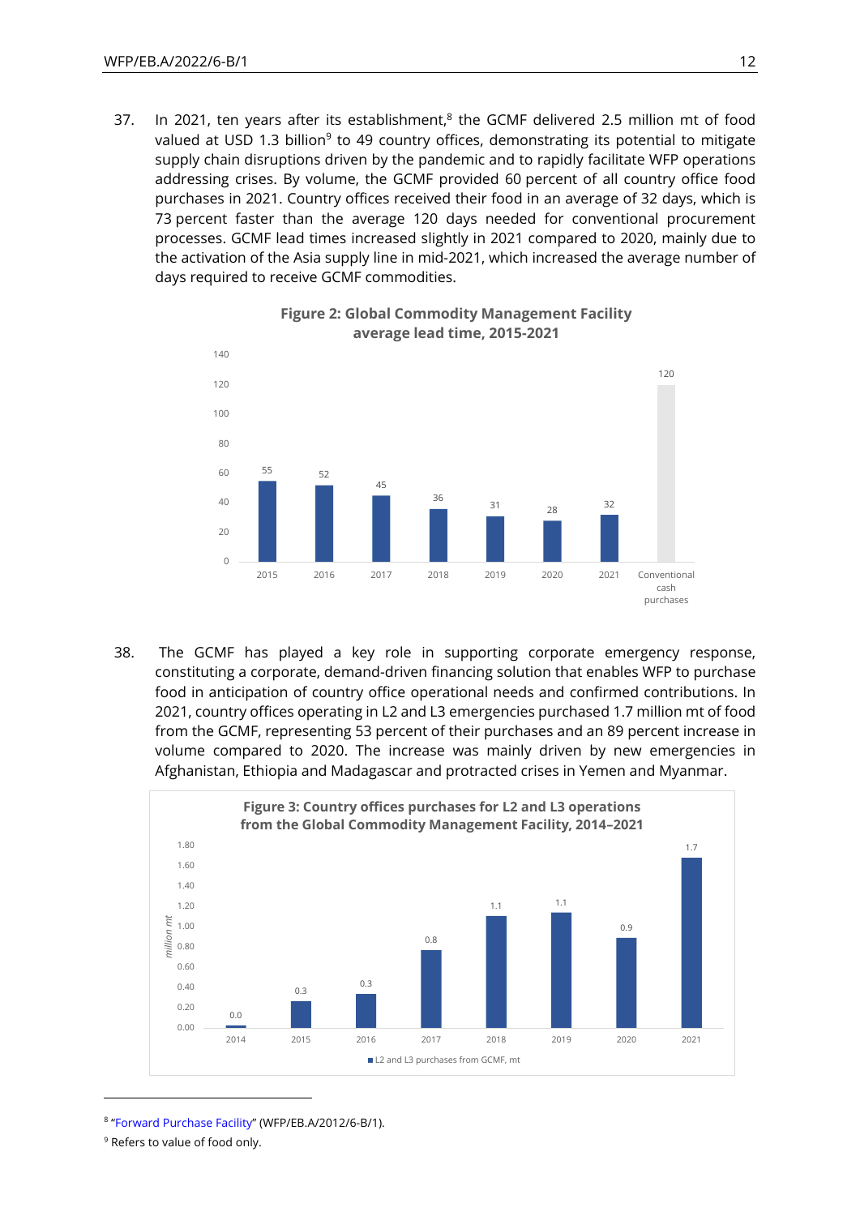37. In 2021, ten years after its establishment,[8] the GCMF delivered 2.5 million mt of food valued at USD 1.3 billion[9] to 49 country offices, demonstrating its potential to mitigate supply chain disruptions driven by the pandemic and to rapidly facilitate WFP operations addressing crises. By volume, the GCMF provided 60 percent of all country office food purchases in 2021. Country offices received their food in an average of 32 days, which is 73 percent faster than the average 120 days needed for conventional procurement processes. GCMF lead times increased slightly in 2021 compared to 2020, mainly due to the activation of the Asia supply line in mid-2021, which increased the average number of days required to receive GCMF commodities.

**Figure 2: Global Commodity Management Facility average lead time, 2015-2021**

| | 2015 | 2016 | 2017 | 2018 | 2019 | 2020 | 2021 | Conventional cash purchases |
|---|---|---|---|---|---|---|---|---|
| Average lead time (days) | 55 | 52 | 45 | 36 | 31 | 28 | 32 | 120 |

38. The GCMF has played a key role in supporting corporate emergency response, constituting a corporate, demand-driven financing solution that enables WFP to purchase food in anticipation of country office operational needs and confirmed contributions. In 2021, country offices operating in L2 and L3 emergencies purchased 1.7 million mt of food from the GCMF, representing 53 percent of their purchases and an 89 percent increase in volume compared to 2020. The increase was mainly driven by new emergencies in Afghanistan, Ethiopia and Madagascar and protracted crises in Yemen and Myanmar.

**Figure 3: Country offices purchases for L2 and L3 operations from the Global Commodity Management Facility, 2014–2021**

| | 2014 | 2015 | 2016 | 2017 | 2018 | 2019 | 2020 | 2021 |
|---|---|---|---|---|---|---|---|---|
| L2 and L3 purchases from GCMF, mt (million mt) | 0.0 | 0.3 | 0.3 | 0.8 | 1.1 | 1.1 | 0.9 | 1.7 |

---

[8] "Forward Purchase Facility" (WFP/EB.A/2012/6-B/1).

[9] Refers to value of food only.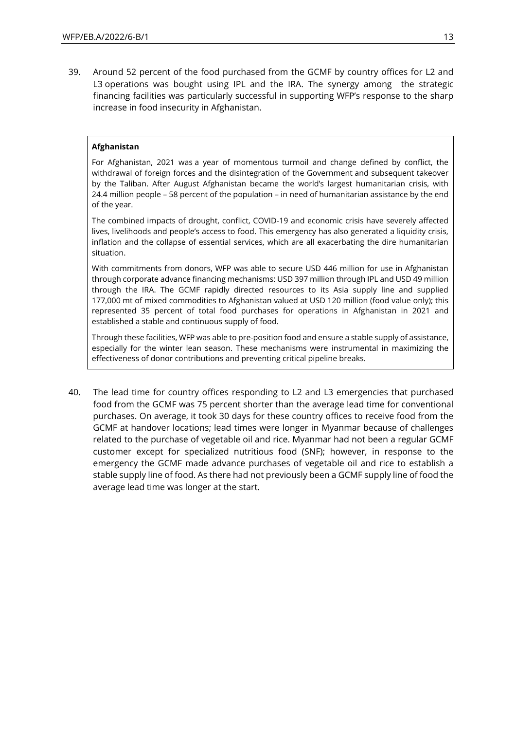39. Around 52 percent of the food purchased from the GCMF by country offices for L2 and L3 operations was bought using IPL and the IRA. The synergy among the strategic financing facilities was particularly successful in supporting WFP's response to the sharp increase in food insecurity in Afghanistan.

> **Afghanistan**
>
> For Afghanistan, 2021 was a year of momentous turmoil and change defined by conflict, the withdrawal of foreign forces and the disintegration of the Government and subsequent takeover by the Taliban. After August Afghanistan became the world's largest humanitarian crisis, with 24.4 million people – 58 percent of the population – in need of humanitarian assistance by the end of the year.
>
> The combined impacts of drought, conflict, COVID-19 and economic crisis have severely affected lives, livelihoods and people's access to food. This emergency has also generated a liquidity crisis, inflation and the collapse of essential services, which are all exacerbating the dire humanitarian situation.
>
> With commitments from donors, WFP was able to secure USD 446 million for use in Afghanistan through corporate advance financing mechanisms: USD 397 million through IPL and USD 49 million through the IRA. The GCMF rapidly directed resources to its Asia supply line and supplied 177,000 mt of mixed commodities to Afghanistan valued at USD 120 million (food value only); this represented 35 percent of total food purchases for operations in Afghanistan in 2021 and established a stable and continuous supply of food.
>
> Through these facilities, WFP was able to pre-position food and ensure a stable supply of assistance, especially for the winter lean season. These mechanisms were instrumental in maximizing the effectiveness of donor contributions and preventing critical pipeline breaks.

40. The lead time for country offices responding to L2 and L3 emergencies that purchased food from the GCMF was 75 percent shorter than the average lead time for conventional purchases. On average, it took 30 days for these country offices to receive food from the GCMF at handover locations; lead times were longer in Myanmar because of challenges related to the purchase of vegetable oil and rice. Myanmar had not been a regular GCMF customer except for specialized nutritious food (SNF); however, in response to the emergency the GCMF made advance purchases of vegetable oil and rice to establish a stable supply line of food. As there had not previously been a GCMF supply line of food the average lead time was longer at the start.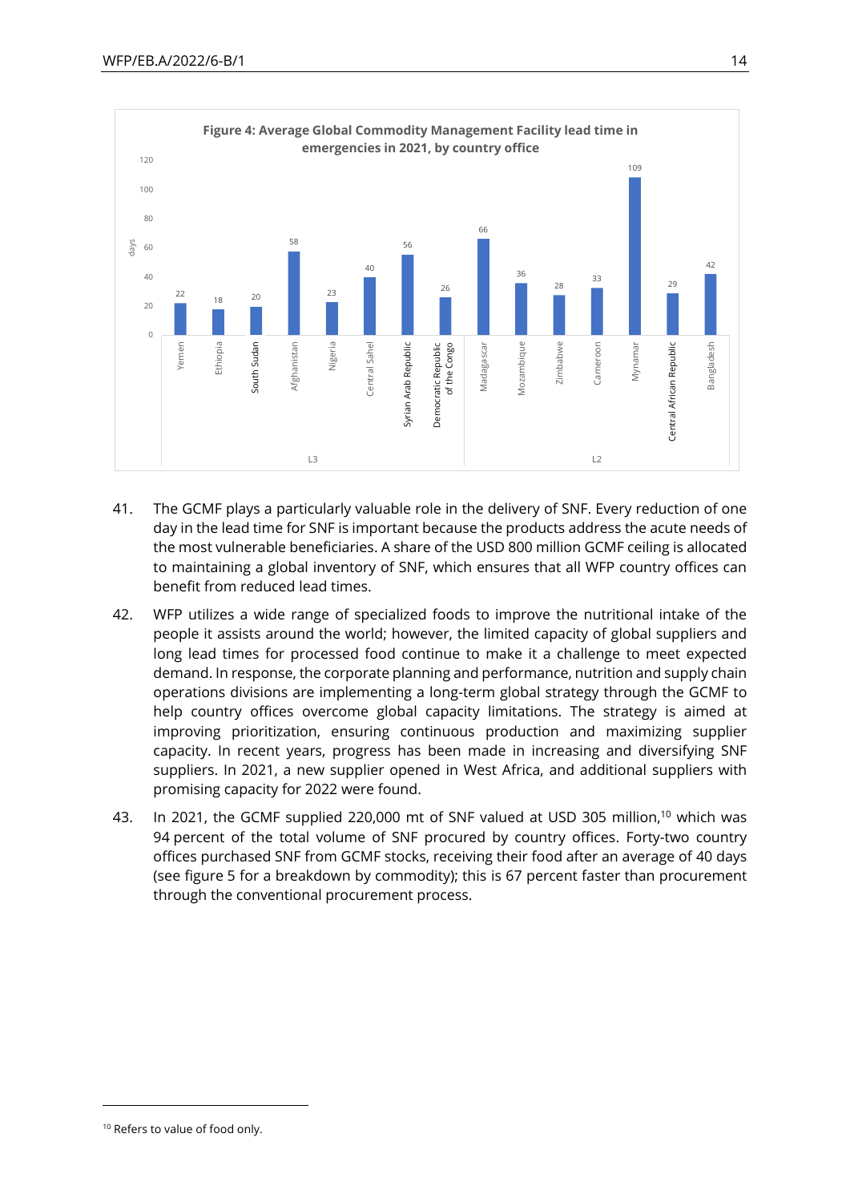**Figure 4: Average Global Commodity Management Facility lead time in emergencies in 2021, by country office**

| Level | Country office | Lead time (days) |
|---|---|---|
| L3 | Yemen | 22 |
| L3 | Ethiopia | 18 |
| L3 | South Sudan | 20 |
| L3 | Afghanistan | 58 |
| L3 | Nigeria | 23 |
| L3 | Central Sahel | 40 |
| L3 | Syrian Arab Republic | 56 |
| L3 | Democratic Republic of the Congo | 26 |
| L2 | Madagascar | 66 |
| L2 | Mozambique | 36 |
| L2 | Zimbabwe | 28 |
| L2 | Cameroon | 33 |
| L2 | Mynamar | 109 |
| L2 | Central African Republic | 29 |
| L2 | Bangladesh | 42 |

41. The GCMF plays a particularly valuable role in the delivery of SNF. Every reduction of one day in the lead time for SNF is important because the products address the acute needs of the most vulnerable beneficiaries. A share of the USD 800 million GCMF ceiling is allocated to maintaining a global inventory of SNF, which ensures that all WFP country offices can benefit from reduced lead times.

42. WFP utilizes a wide range of specialized foods to improve the nutritional intake of the people it assists around the world; however, the limited capacity of global suppliers and long lead times for processed food continue to make it a challenge to meet expected demand. In response, the corporate planning and performance, nutrition and supply chain operations divisions are implementing a long-term global strategy through the GCMF to help country offices overcome global capacity limitations. The strategy is aimed at improving prioritization, ensuring continuous production and maximizing supplier capacity. In recent years, progress has been made in increasing and diversifying SNF suppliers. In 2021, a new supplier opened in West Africa, and additional suppliers with promising capacity for 2022 were found.

43. In 2021, the GCMF supplied 220,000 mt of SNF valued at USD 305 million,[10] which was 94 percent of the total volume of SNF procured by country offices. Forty-two country offices purchased SNF from GCMF stocks, receiving their food after an average of 40 days (see figure 5 for a breakdown by commodity); this is 67 percent faster than procurement through the conventional procurement process.

[10] Refers to value of food only.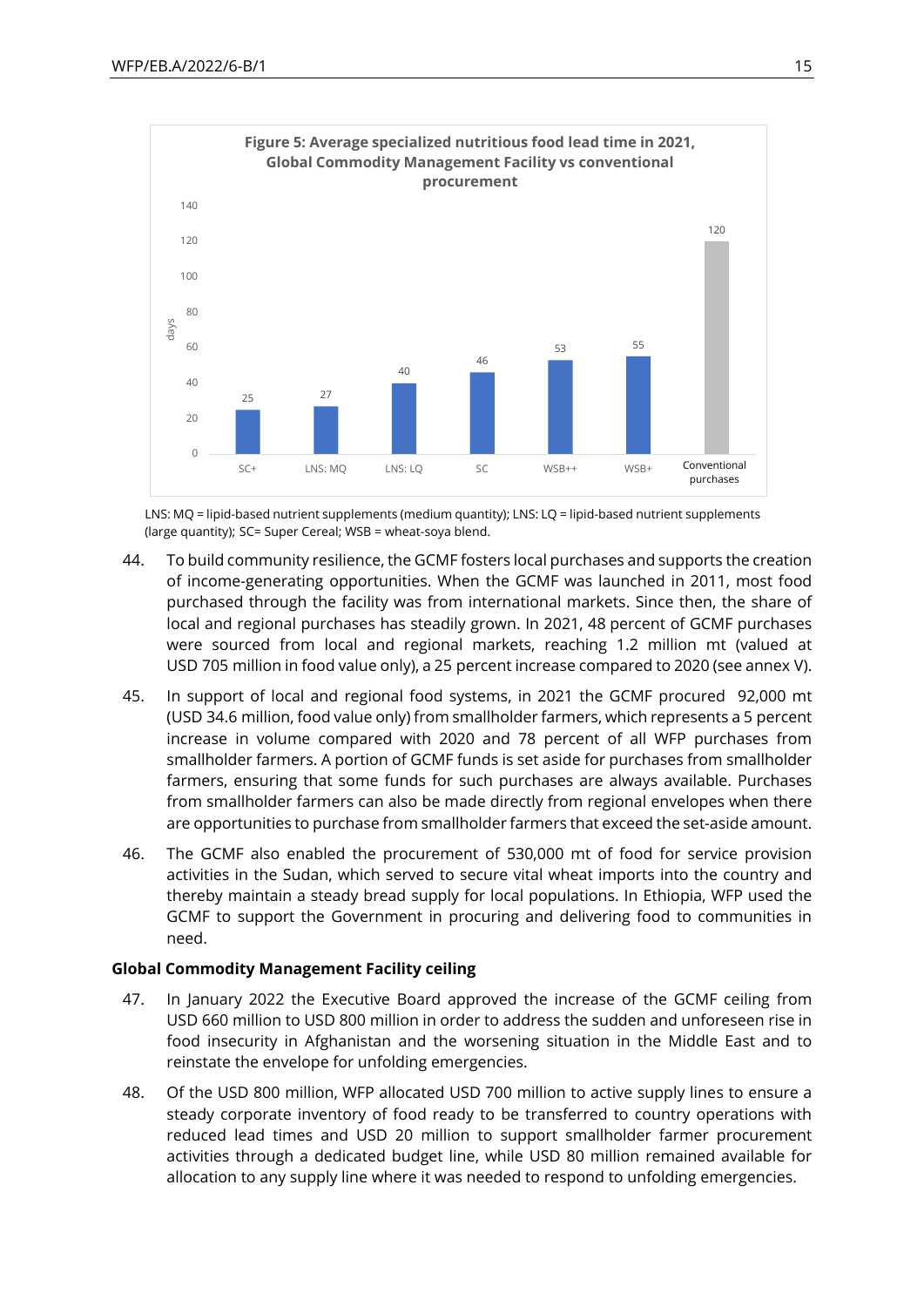**Figure 5: Average specialized nutritious food lead time in 2021, Global Commodity Management Facility vs conventional procurement**

| | SC+ | LNS: MQ | LNS: LQ | SC | WSB++ | WSB+ | Conventional purchases |
|---|---|---|---|---|---|---|---|
| days | 25 | 27 | 40 | 46 | 53 | 55 | 120 |

LNS: MQ = lipid-based nutrient supplements (medium quantity); LNS: LQ = lipid-based nutrient supplements (large quantity); SC= Super Cereal; WSB = wheat-soya blend.

44. To build community resilience, the GCMF fosters local purchases and supports the creation of income-generating opportunities. When the GCMF was launched in 2011, most food purchased through the facility was from international markets. Since then, the share of local and regional purchases has steadily grown. In 2021, 48 percent of GCMF purchases were sourced from local and regional markets, reaching 1.2 million mt (valued at USD 705 million in food value only), a 25 percent increase compared to 2020 (see annex V).

45. In support of local and regional food systems, in 2021 the GCMF procured 92,000 mt (USD 34.6 million, food value only) from smallholder farmers, which represents a 5 percent increase in volume compared with 2020 and 78 percent of all WFP purchases from smallholder farmers. A portion of GCMF funds is set aside for purchases from smallholder farmers, ensuring that some funds for such purchases are always available. Purchases from smallholder farmers can also be made directly from regional envelopes when there are opportunities to purchase from smallholder farmers that exceed the set-aside amount.

46. The GCMF also enabled the procurement of 530,000 mt of food for service provision activities in the Sudan, which served to secure vital wheat imports into the country and thereby maintain a steady bread supply for local populations. In Ethiopia, WFP used the GCMF to support the Government in procuring and delivering food to communities in need.

### Global Commodity Management Facility ceiling

47. In January 2022 the Executive Board approved the increase of the GCMF ceiling from USD 660 million to USD 800 million in order to address the sudden and unforeseen rise in food insecurity in Afghanistan and the worsening situation in the Middle East and to reinstate the envelope for unfolding emergencies.

48. Of the USD 800 million, WFP allocated USD 700 million to active supply lines to ensure a steady corporate inventory of food ready to be transferred to country operations with reduced lead times and USD 20 million to support smallholder farmer procurement activities through a dedicated budget line, while USD 80 million remained available for allocation to any supply line where it was needed to respond to unfolding emergencies.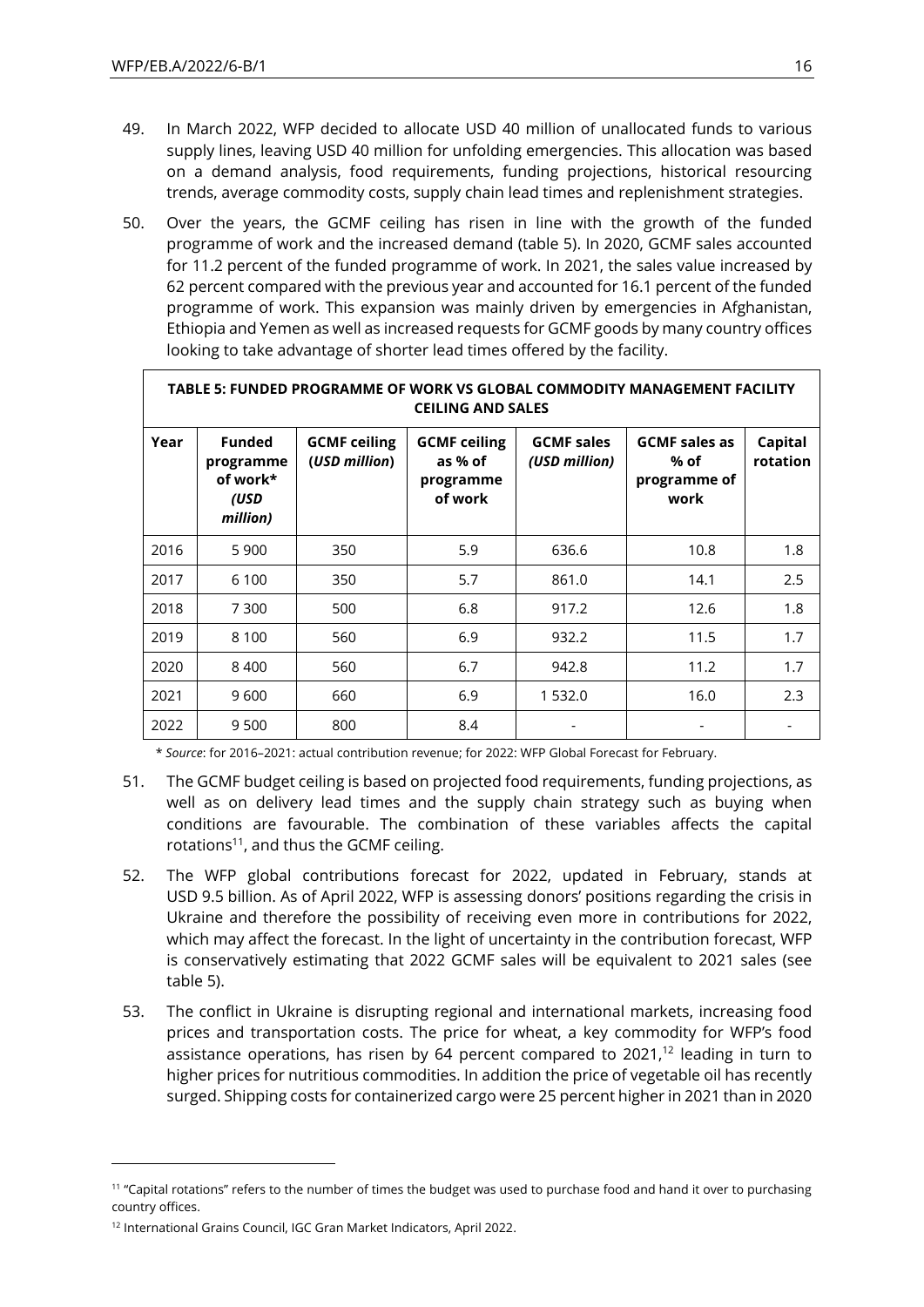49. In March 2022, WFP decided to allocate USD 40 million of unallocated funds to various supply lines, leaving USD 40 million for unfolding emergencies. This allocation was based on a demand analysis, food requirements, funding projections, historical resourcing trends, average commodity costs, supply chain lead times and replenishment strategies.

50. Over the years, the GCMF ceiling has risen in line with the growth of the funded programme of work and the increased demand (table 5). In 2020, GCMF sales accounted for 11.2 percent of the funded programme of work. In 2021, the sales value increased by 62 percent compared with the previous year and accounted for 16.1 percent of the funded programme of work. This expansion was mainly driven by emergencies in Afghanistan, Ethiopia and Yemen as well as increased requests for GCMF goods by many country offices looking to take advantage of shorter lead times offered by the facility.

**TABLE 5: FUNDED PROGRAMME OF WORK VS GLOBAL COMMODITY MANAGEMENT FACILITY CEILING AND SALES**

| Year | Funded programme of work* *(USD million)* | GCMF ceiling *(USD million)* | GCMF ceiling as % of programme of work | GCMF sales *(USD million)* | GCMF sales as % of programme of work | Capital rotation |
|---|---|---|---|---|---|---|
| 2016 | 5 900 | 350 | 5.9 | 636.6 | 10.8 | 1.8 |
| 2017 | 6 100 | 350 | 5.7 | 861.0 | 14.1 | 2.5 |
| 2018 | 7 300 | 500 | 6.8 | 917.2 | 12.6 | 1.8 |
| 2019 | 8 100 | 560 | 6.9 | 932.2 | 11.5 | 1.7 |
| 2020 | 8 400 | 560 | 6.7 | 942.8 | 11.2 | 1.7 |
| 2021 | 9 600 | 660 | 6.9 | 1 532.0 | 16.0 | 2.3 |
| 2022 | 9 500 | 800 | 8.4 | - | - | - |

\* *Source*: for 2016–2021: actual contribution revenue; for 2022: WFP Global Forecast for February.

51. The GCMF budget ceiling is based on projected food requirements, funding projections, as well as on delivery lead times and the supply chain strategy such as buying when conditions are favourable. The combination of these variables affects the capital rotations[11], and thus the GCMF ceiling.

52. The WFP global contributions forecast for 2022, updated in February, stands at USD 9.5 billion. As of April 2022, WFP is assessing donors' positions regarding the crisis in Ukraine and therefore the possibility of receiving even more in contributions for 2022, which may affect the forecast. In the light of uncertainty in the contribution forecast, WFP is conservatively estimating that 2022 GCMF sales will be equivalent to 2021 sales (see table 5).

53. The conflict in Ukraine is disrupting regional and international markets, increasing food prices and transportation costs. The price for wheat, a key commodity for WFP's food assistance operations, has risen by 64 percent compared to 2021,[12] leading in turn to higher prices for nutritious commodities. In addition the price of vegetable oil has recently surged. Shipping costs for containerized cargo were 25 percent higher in 2021 than in 2020

[11] "Capital rotations" refers to the number of times the budget was used to purchase food and hand it over to purchasing country offices.

[12] International Grains Council, IGC Gran Market Indicators, April 2022.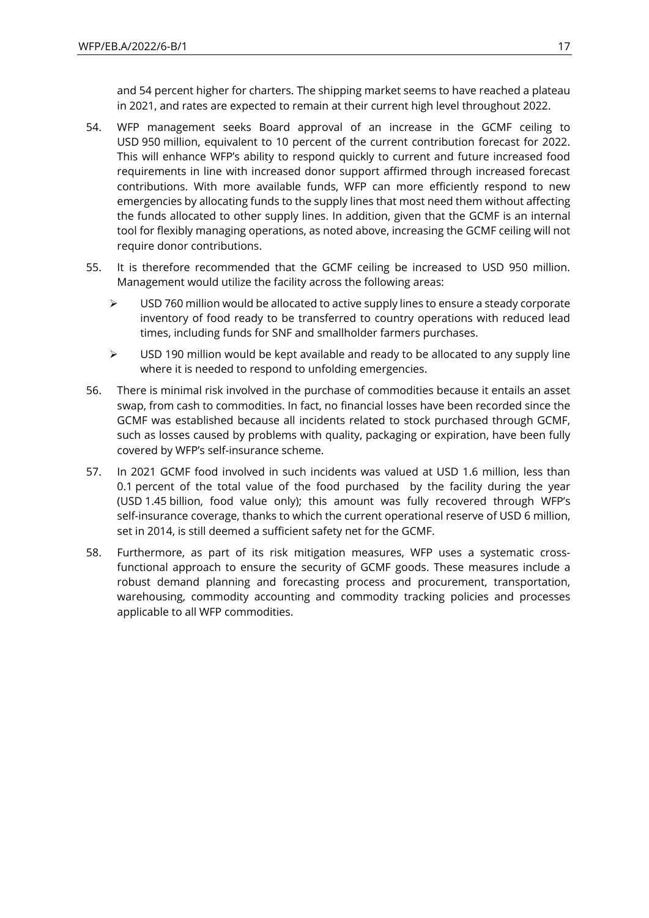and 54 percent higher for charters. The shipping market seems to have reached a plateau in 2021, and rates are expected to remain at their current high level throughout 2022.

54. WFP management seeks Board approval of an increase in the GCMF ceiling to USD 950 million, equivalent to 10 percent of the current contribution forecast for 2022. This will enhance WFP's ability to respond quickly to current and future increased food requirements in line with increased donor support affirmed through increased forecast contributions. With more available funds, WFP can more efficiently respond to new emergencies by allocating funds to the supply lines that most need them without affecting the funds allocated to other supply lines. In addition, given that the GCMF is an internal tool for flexibly managing operations, as noted above, increasing the GCMF ceiling will not require donor contributions.

55. It is therefore recommended that the GCMF ceiling be increased to USD 950 million. Management would utilize the facility across the following areas:

   - USD 760 million would be allocated to active supply lines to ensure a steady corporate inventory of food ready to be transferred to country operations with reduced lead times, including funds for SNF and smallholder farmers purchases.
   - USD 190 million would be kept available and ready to be allocated to any supply line where it is needed to respond to unfolding emergencies.

56. There is minimal risk involved in the purchase of commodities because it entails an asset swap, from cash to commodities. In fact, no financial losses have been recorded since the GCMF was established because all incidents related to stock purchased through GCMF, such as losses caused by problems with quality, packaging or expiration, have been fully covered by WFP's self-insurance scheme.

57. In 2021 GCMF food involved in such incidents was valued at USD 1.6 million, less than 0.1 percent of the total value of the food purchased by the facility during the year (USD 1.45 billion, food value only); this amount was fully recovered through WFP's self-insurance coverage, thanks to which the current operational reserve of USD 6 million, set in 2014, is still deemed a sufficient safety net for the GCMF.

58. Furthermore, as part of its risk mitigation measures, WFP uses a systematic cross-functional approach to ensure the security of GCMF goods. These measures include a robust demand planning and forecasting process and procurement, transportation, warehousing, commodity accounting and commodity tracking policies and processes applicable to all WFP commodities.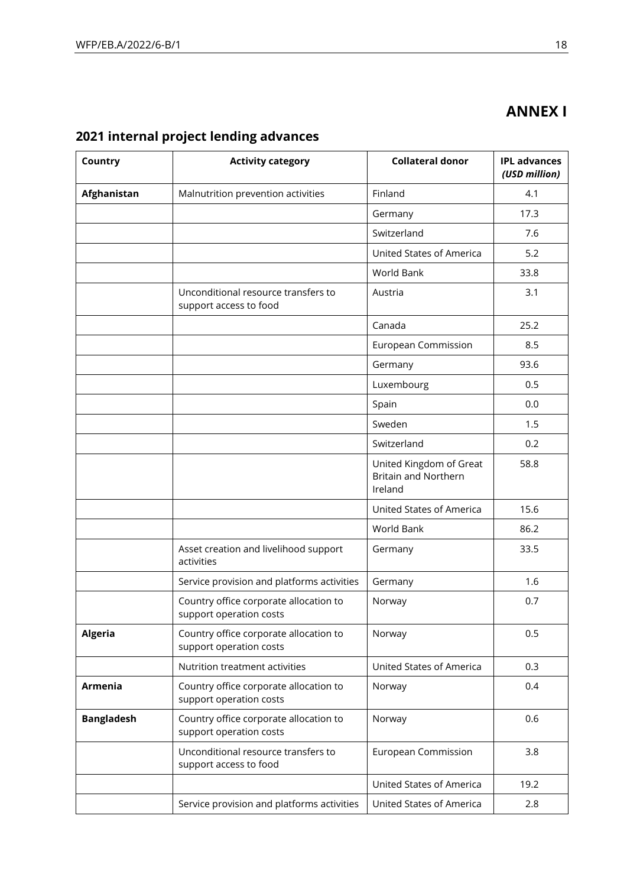# ANNEX I

## 2021 internal project lending advances

| Country | Activity category | Collateral donor | IPL advances *(USD million)* |
|---|---|---|---|
| **Afghanistan** | Malnutrition prevention activities | Finland | 4.1 |
| | | Germany | 17.3 |
| | | Switzerland | 7.6 |
| | | United States of America | 5.2 |
| | | World Bank | 33.8 |
| | Unconditional resource transfers to support access to food | Austria | 3.1 |
| | | Canada | 25.2 |
| | | European Commission | 8.5 |
| | | Germany | 93.6 |
| | | Luxembourg | 0.5 |
| | | Spain | 0.0 |
| | | Sweden | 1.5 |
| | | Switzerland | 0.2 |
| | | United Kingdom of Great Britain and Northern Ireland | 58.8 |
| | | United States of America | 15.6 |
| | | World Bank | 86.2 |
| | Asset creation and livelihood support activities | Germany | 33.5 |
| | Service provision and platforms activities | Germany | 1.6 |
| | Country office corporate allocation to support operation costs | Norway | 0.7 |
| **Algeria** | Country office corporate allocation to support operation costs | Norway | 0.5 |
| | Nutrition treatment activities | United States of America | 0.3 |
| **Armenia** | Country office corporate allocation to support operation costs | Norway | 0.4 |
| **Bangladesh** | Country office corporate allocation to support operation costs | Norway | 0.6 |
| | Unconditional resource transfers to support access to food | European Commission | 3.8 |
| | | United States of America | 19.2 |
| | Service provision and platforms activities | United States of America | 2.8 |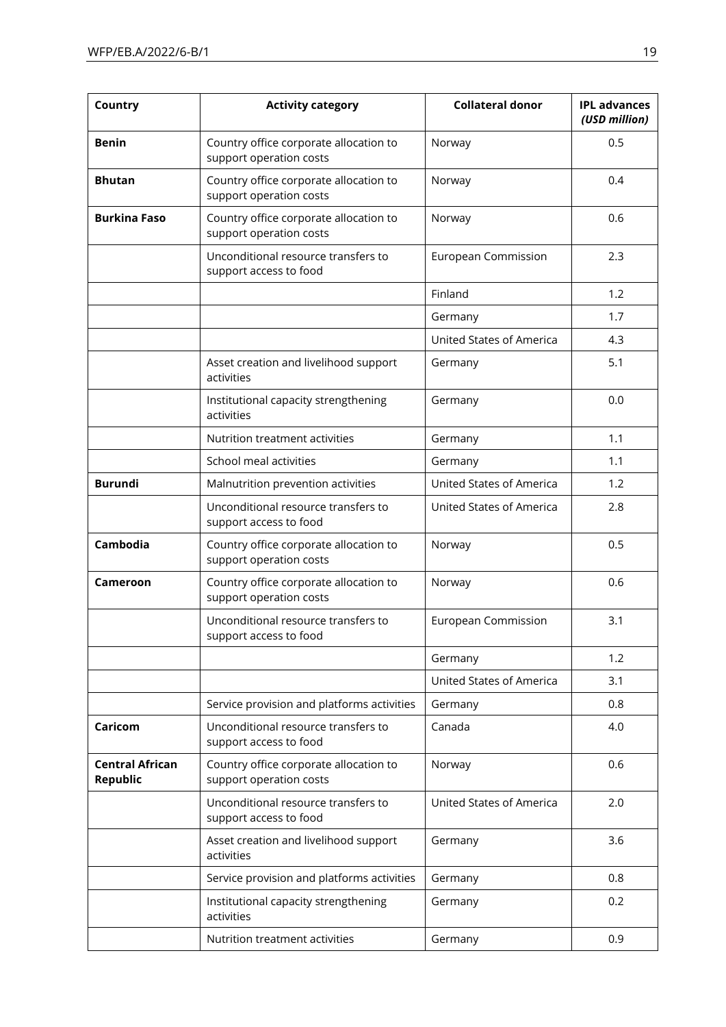| Country | Activity category | Collateral donor | IPL advances *(USD million)* |
|---|---|---|---|
| **Benin** | Country office corporate allocation to support operation costs | Norway | 0.5 |
| **Bhutan** | Country office corporate allocation to support operation costs | Norway | 0.4 |
| **Burkina Faso** | Country office corporate allocation to support operation costs | Norway | 0.6 |
| | Unconditional resource transfers to support access to food | European Commission | 2.3 |
| | | Finland | 1.2 |
| | | Germany | 1.7 |
| | | United States of America | 4.3 |
| | Asset creation and livelihood support activities | Germany | 5.1 |
| | Institutional capacity strengthening activities | Germany | 0.0 |
| | Nutrition treatment activities | Germany | 1.1 |
| | School meal activities | Germany | 1.1 |
| **Burundi** | Malnutrition prevention activities | United States of America | 1.2 |
| | Unconditional resource transfers to support access to food | United States of America | 2.8 |
| **Cambodia** | Country office corporate allocation to support operation costs | Norway | 0.5 |
| **Cameroon** | Country office corporate allocation to support operation costs | Norway | 0.6 |
| | Unconditional resource transfers to support access to food | European Commission | 3.1 |
| | | Germany | 1.2 |
| | | United States of America | 3.1 |
| | Service provision and platforms activities | Germany | 0.8 |
| **Caricom** | Unconditional resource transfers to support access to food | Canada | 4.0 |
| **Central African Republic** | Country office corporate allocation to support operation costs | Norway | 0.6 |
| | Unconditional resource transfers to support access to food | United States of America | 2.0 |
| | Asset creation and livelihood support activities | Germany | 3.6 |
| | Service provision and platforms activities | Germany | 0.8 |
| | Institutional capacity strengthening activities | Germany | 0.2 |
| | Nutrition treatment activities | Germany | 0.9 |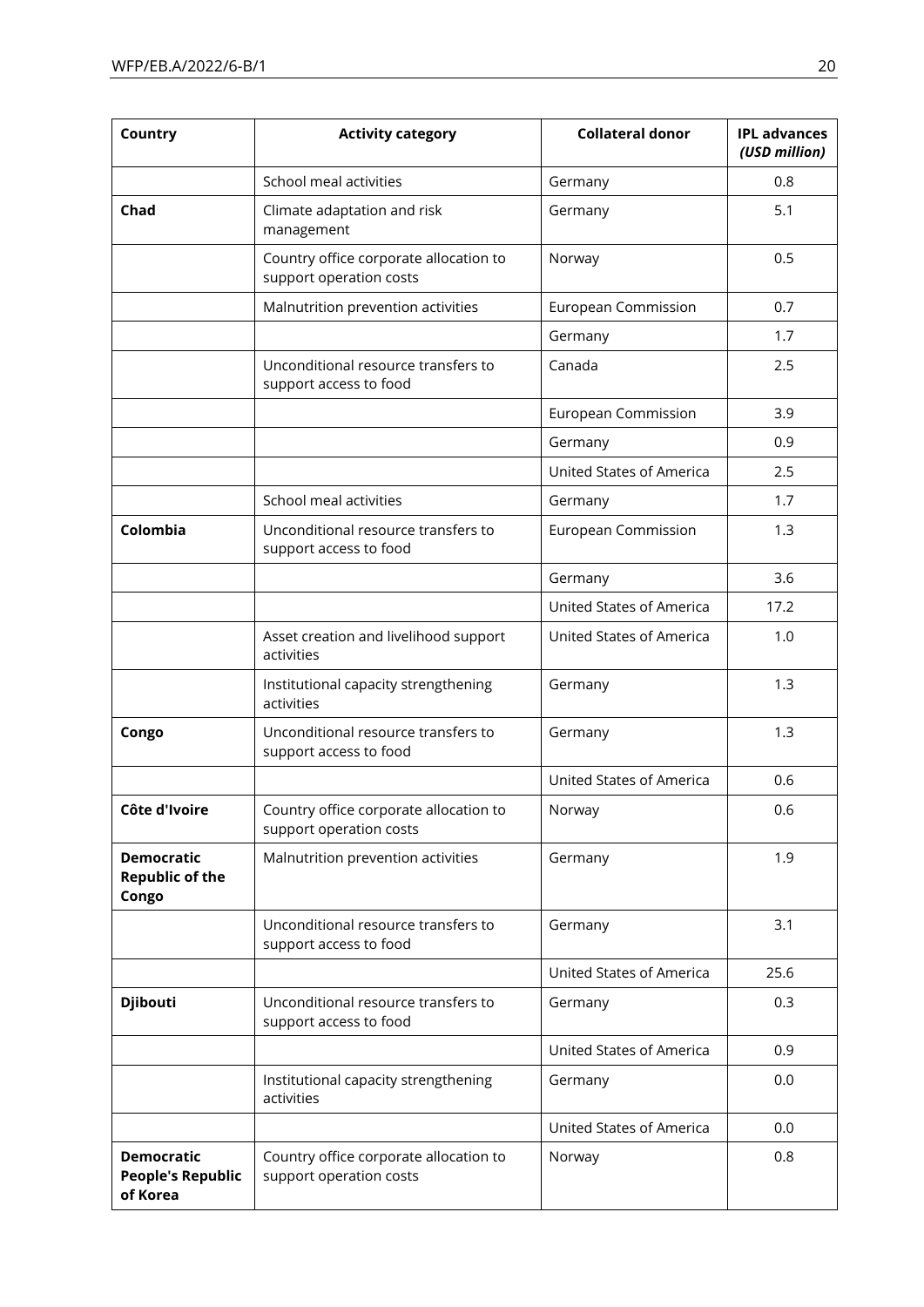| Country | Activity category | Collateral donor | IPL advances *(USD million)* |
|---|---|---|---|
| | School meal activities | Germany | 0.8 |
| **Chad** | Climate adaptation and risk management | Germany | 5.1 |
| | Country office corporate allocation to support operation costs | Norway | 0.5 |
| | Malnutrition prevention activities | European Commission | 0.7 |
| | | Germany | 1.7 |
| | Unconditional resource transfers to support access to food | Canada | 2.5 |
| | | European Commission | 3.9 |
| | | Germany | 0.9 |
| | | United States of America | 2.5 |
| | School meal activities | Germany | 1.7 |
| **Colombia** | Unconditional resource transfers to support access to food | European Commission | 1.3 |
| | | Germany | 3.6 |
| | | United States of America | 17.2 |
| | Asset creation and livelihood support activities | United States of America | 1.0 |
| | Institutional capacity strengthening activities | Germany | 1.3 |
| **Congo** | Unconditional resource transfers to support access to food | Germany | 1.3 |
| | | United States of America | 0.6 |
| **Côte d'Ivoire** | Country office corporate allocation to support operation costs | Norway | 0.6 |
| **Democratic Republic of the Congo** | Malnutrition prevention activities | Germany | 1.9 |
| | Unconditional resource transfers to support access to food | Germany | 3.1 |
| | | United States of America | 25.6 |
| **Djibouti** | Unconditional resource transfers to support access to food | Germany | 0.3 |
| | | United States of America | 0.9 |
| | Institutional capacity strengthening activities | Germany | 0.0 |
| | | United States of America | 0.0 |
| **Democratic People's Republic of Korea** | Country office corporate allocation to support operation costs | Norway | 0.8 |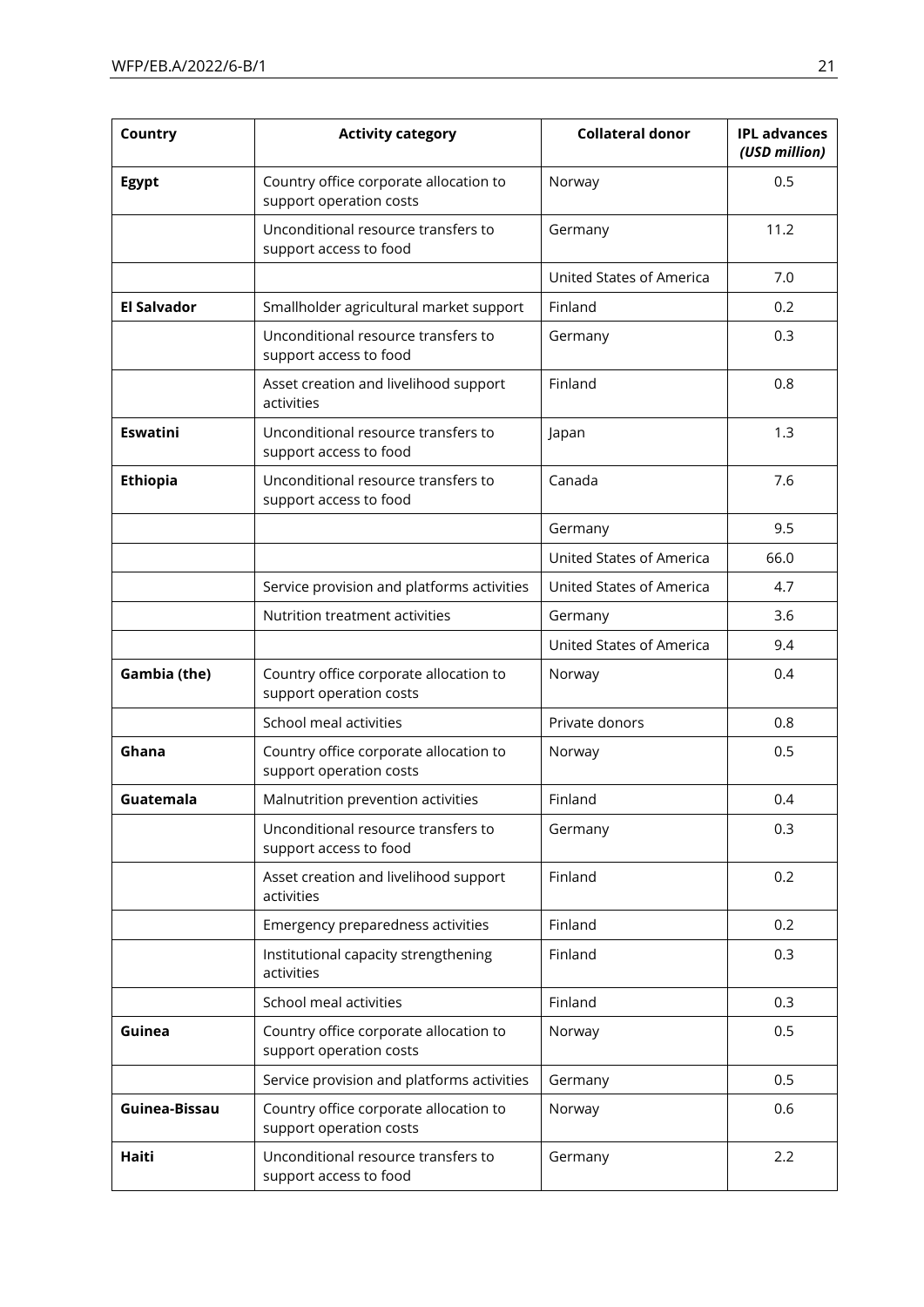| Country | Activity category | Collateral donor | IPL advances *(USD million)* |
|---|---|---|---|
| **Egypt** | Country office corporate allocation to support operation costs | Norway | 0.5 |
| | Unconditional resource transfers to support access to food | Germany | 11.2 |
| | | United States of America | 7.0 |
| **El Salvador** | Smallholder agricultural market support | Finland | 0.2 |
| | Unconditional resource transfers to support access to food | Germany | 0.3 |
| | Asset creation and livelihood support activities | Finland | 0.8 |
| **Eswatini** | Unconditional resource transfers to support access to food | Japan | 1.3 |
| **Ethiopia** | Unconditional resource transfers to support access to food | Canada | 7.6 |
| | | Germany | 9.5 |
| | | United States of America | 66.0 |
| | Service provision and platforms activities | United States of America | 4.7 |
| | Nutrition treatment activities | Germany | 3.6 |
| | | United States of America | 9.4 |
| **Gambia (the)** | Country office corporate allocation to support operation costs | Norway | 0.4 |
| | School meal activities | Private donors | 0.8 |
| **Ghana** | Country office corporate allocation to support operation costs | Norway | 0.5 |
| **Guatemala** | Malnutrition prevention activities | Finland | 0.4 |
| | Unconditional resource transfers to support access to food | Germany | 0.3 |
| | Asset creation and livelihood support activities | Finland | 0.2 |
| | Emergency preparedness activities | Finland | 0.2 |
| | Institutional capacity strengthening activities | Finland | 0.3 |
| | School meal activities | Finland | 0.3 |
| **Guinea** | Country office corporate allocation to support operation costs | Norway | 0.5 |
| | Service provision and platforms activities | Germany | 0.5 |
| **Guinea-Bissau** | Country office corporate allocation to support operation costs | Norway | 0.6 |
| **Haiti** | Unconditional resource transfers to support access to food | Germany | 2.2 |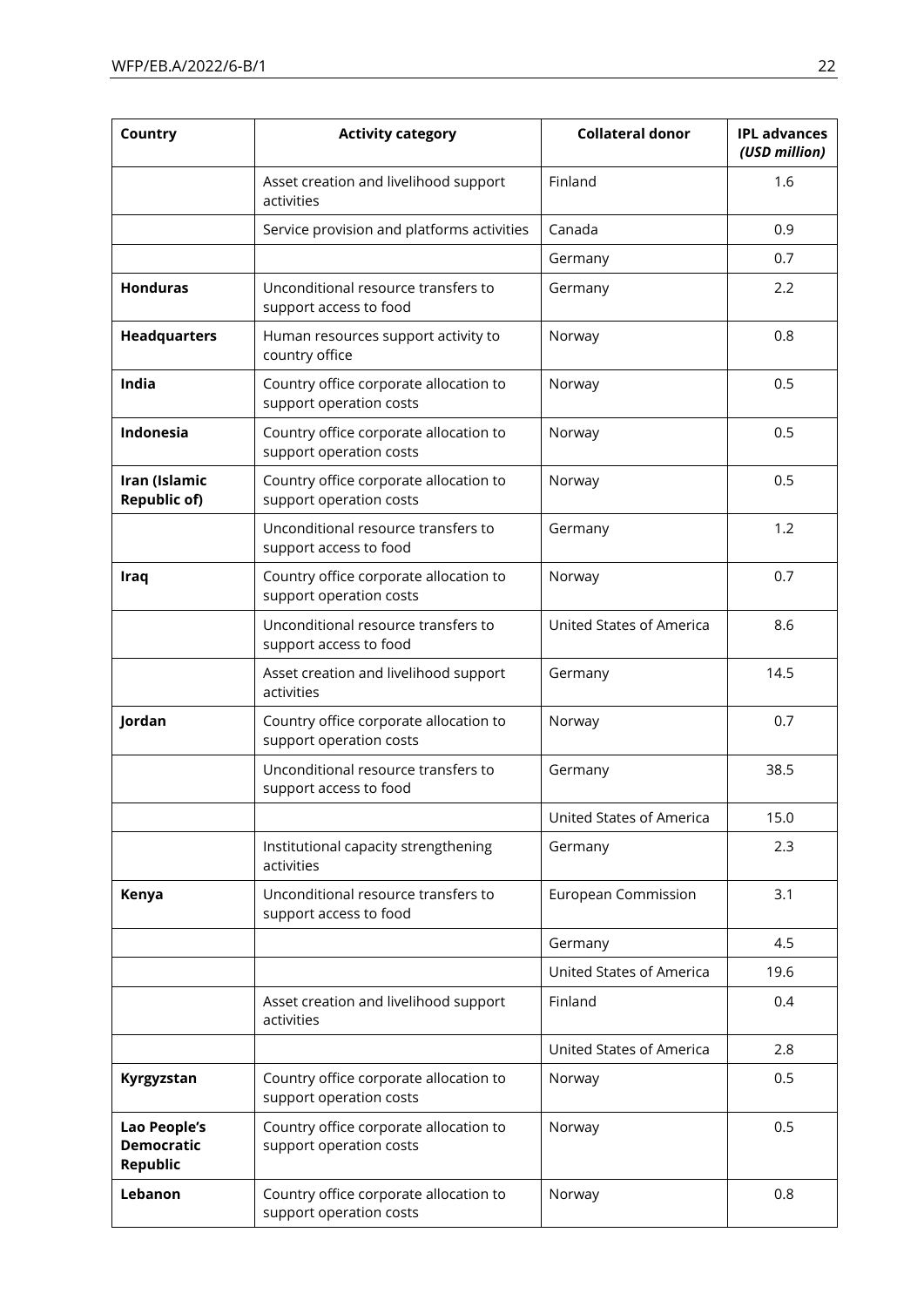| Country | Activity category | Collateral donor | IPL advances *(USD million)* |
|---|---|---|---|
| | Asset creation and livelihood support activities | Finland | 1.6 |
| | Service provision and platforms activities | Canada | 0.9 |
| | | Germany | 0.7 |
| **Honduras** | Unconditional resource transfers to support access to food | Germany | 2.2 |
| **Headquarters** | Human resources support activity to country office | Norway | 0.8 |
| **India** | Country office corporate allocation to support operation costs | Norway | 0.5 |
| **Indonesia** | Country office corporate allocation to support operation costs | Norway | 0.5 |
| **Iran (Islamic Republic of)** | Country office corporate allocation to support operation costs | Norway | 0.5 |
| | Unconditional resource transfers to support access to food | Germany | 1.2 |
| **Iraq** | Country office corporate allocation to support operation costs | Norway | 0.7 |
| | Unconditional resource transfers to support access to food | United States of America | 8.6 |
| | Asset creation and livelihood support activities | Germany | 14.5 |
| **Jordan** | Country office corporate allocation to support operation costs | Norway | 0.7 |
| | Unconditional resource transfers to support access to food | Germany | 38.5 |
| | | United States of America | 15.0 |
| | Institutional capacity strengthening activities | Germany | 2.3 |
| **Kenya** | Unconditional resource transfers to support access to food | European Commission | 3.1 |
| | | Germany | 4.5 |
| | | United States of America | 19.6 |
| | Asset creation and livelihood support activities | Finland | 0.4 |
| | | United States of America | 2.8 |
| **Kyrgyzstan** | Country office corporate allocation to support operation costs | Norway | 0.5 |
| **Lao People's Democratic Republic** | Country office corporate allocation to support operation costs | Norway | 0.5 |
| **Lebanon** | Country office corporate allocation to support operation costs | Norway | 0.8 |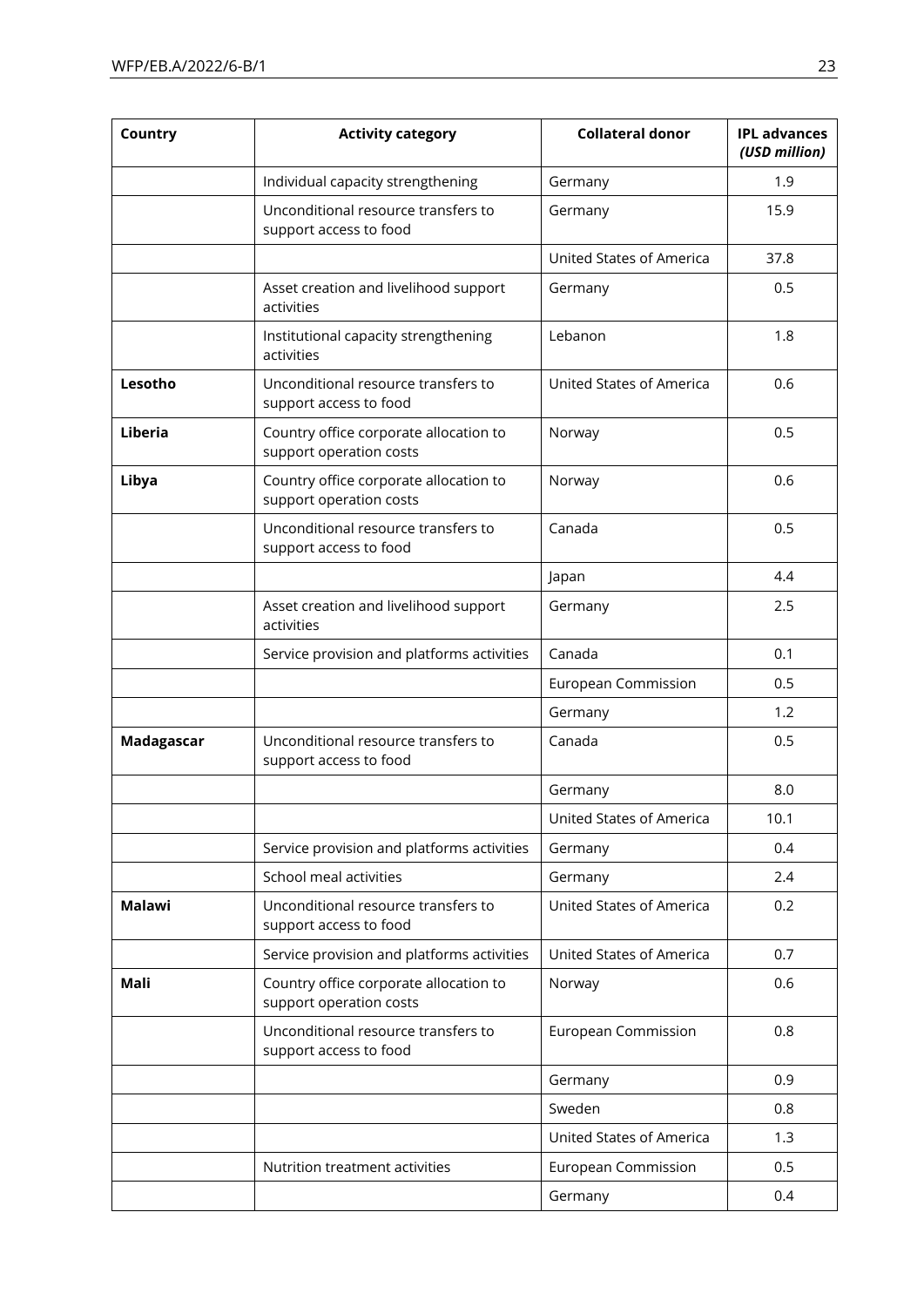| Country | Activity category | Collateral donor | IPL advances *(USD million)* |
|---|---|---|---|
| | Individual capacity strengthening | Germany | 1.9 |
| | Unconditional resource transfers to support access to food | Germany | 15.9 |
| | | United States of America | 37.8 |
| | Asset creation and livelihood support activities | Germany | 0.5 |
| | Institutional capacity strengthening activities | Lebanon | 1.8 |
| **Lesotho** | Unconditional resource transfers to support access to food | United States of America | 0.6 |
| **Liberia** | Country office corporate allocation to support operation costs | Norway | 0.5 |
| **Libya** | Country office corporate allocation to support operation costs | Norway | 0.6 |
| | Unconditional resource transfers to support access to food | Canada | 0.5 |
| | | Japan | 4.4 |
| | Asset creation and livelihood support activities | Germany | 2.5 |
| | Service provision and platforms activities | Canada | 0.1 |
| | | European Commission | 0.5 |
| | | Germany | 1.2 |
| **Madagascar** | Unconditional resource transfers to support access to food | Canada | 0.5 |
| | | Germany | 8.0 |
| | | United States of America | 10.1 |
| | Service provision and platforms activities | Germany | 0.4 |
| | School meal activities | Germany | 2.4 |
| **Malawi** | Unconditional resource transfers to support access to food | United States of America | 0.2 |
| | Service provision and platforms activities | United States of America | 0.7 |
| **Mali** | Country office corporate allocation to support operation costs | Norway | 0.6 |
| | Unconditional resource transfers to support access to food | European Commission | 0.8 |
| | | Germany | 0.9 |
| | | Sweden | 0.8 |
| | | United States of America | 1.3 |
| | Nutrition treatment activities | European Commission | 0.5 |
| | | Germany | 0.4 |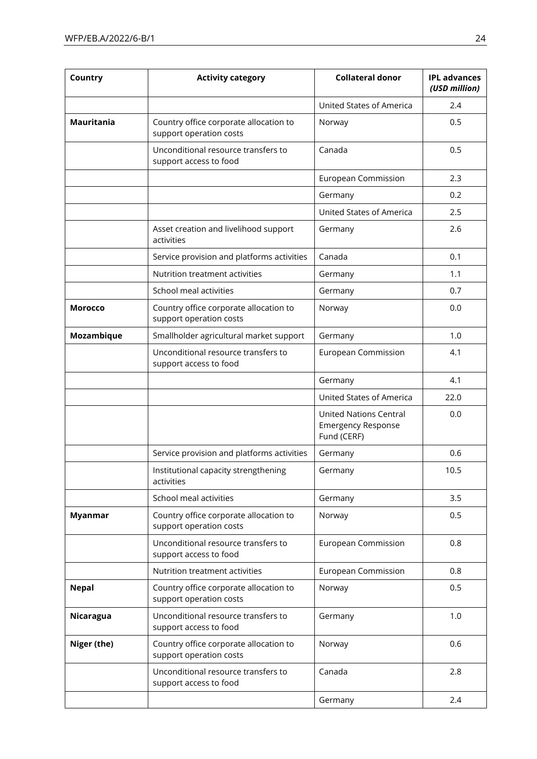| Country | Activity category | Collateral donor | IPL advances *(USD million)* |
|---|---|---|---|
| | | United States of America | 2.4 |
| **Mauritania** | Country office corporate allocation to support operation costs | Norway | 0.5 |
| | Unconditional resource transfers to support access to food | Canada | 0.5 |
| | | European Commission | 2.3 |
| | | Germany | 0.2 |
| | | United States of America | 2.5 |
| | Asset creation and livelihood support activities | Germany | 2.6 |
| | Service provision and platforms activities | Canada | 0.1 |
| | Nutrition treatment activities | Germany | 1.1 |
| | School meal activities | Germany | 0.7 |
| **Morocco** | Country office corporate allocation to support operation costs | Norway | 0.0 |
| **Mozambique** | Smallholder agricultural market support | Germany | 1.0 |
| | Unconditional resource transfers to support access to food | European Commission | 4.1 |
| | | Germany | 4.1 |
| | | United States of America | 22.0 |
| | | United Nations Central Emergency Response Fund (CERF) | 0.0 |
| | Service provision and platforms activities | Germany | 0.6 |
| | Institutional capacity strengthening activities | Germany | 10.5 |
| | School meal activities | Germany | 3.5 |
| **Myanmar** | Country office corporate allocation to support operation costs | Norway | 0.5 |
| | Unconditional resource transfers to support access to food | European Commission | 0.8 |
| | Nutrition treatment activities | European Commission | 0.8 |
| **Nepal** | Country office corporate allocation to support operation costs | Norway | 0.5 |
| **Nicaragua** | Unconditional resource transfers to support access to food | Germany | 1.0 |
| **Niger (the)** | Country office corporate allocation to support operation costs | Norway | 0.6 |
| | Unconditional resource transfers to support access to food | Canada | 2.8 |
| | | Germany | 2.4 |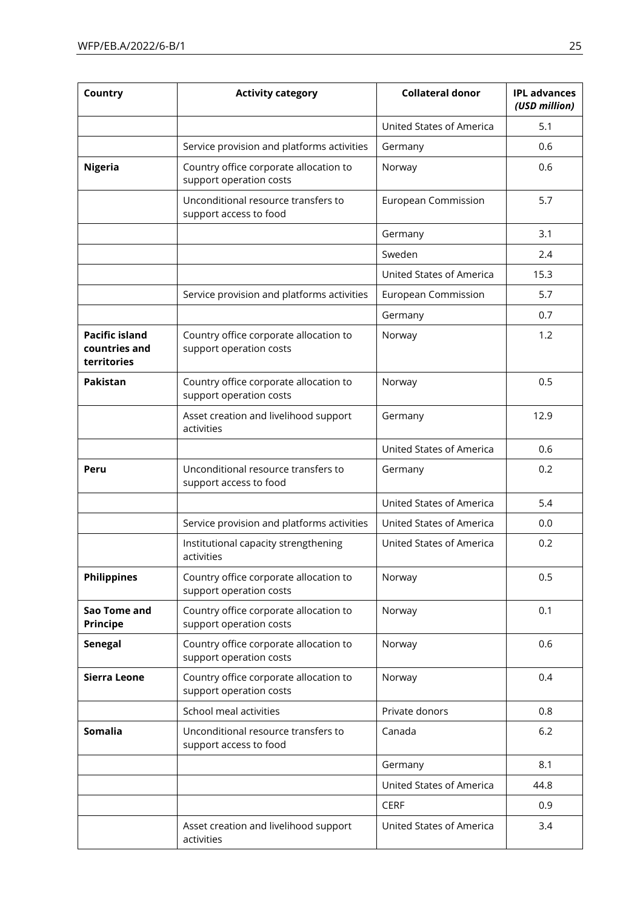| Country | Activity category | Collateral donor | IPL advances *(USD million)* |
|---|---|---|---|
| | | United States of America | 5.1 |
| | Service provision and platforms activities | Germany | 0.6 |
| **Nigeria** | Country office corporate allocation to support operation costs | Norway | 0.6 |
| | Unconditional resource transfers to support access to food | European Commission | 5.7 |
| | | Germany | 3.1 |
| | | Sweden | 2.4 |
| | | United States of America | 15.3 |
| | Service provision and platforms activities | European Commission | 5.7 |
| | | Germany | 0.7 |
| **Pacific island countries and territories** | Country office corporate allocation to support operation costs | Norway | 1.2 |
| **Pakistan** | Country office corporate allocation to support operation costs | Norway | 0.5 |
| | Asset creation and livelihood support activities | Germany | 12.9 |
| | | United States of America | 0.6 |
| **Peru** | Unconditional resource transfers to support access to food | Germany | 0.2 |
| | | United States of America | 5.4 |
| | Service provision and platforms activities | United States of America | 0.0 |
| | Institutional capacity strengthening activities | United States of America | 0.2 |
| **Philippines** | Country office corporate allocation to support operation costs | Norway | 0.5 |
| **Sao Tome and Principe** | Country office corporate allocation to support operation costs | Norway | 0.1 |
| **Senegal** | Country office corporate allocation to support operation costs | Norway | 0.6 |
| **Sierra Leone** | Country office corporate allocation to support operation costs | Norway | 0.4 |
| | School meal activities | Private donors | 0.8 |
| **Somalia** | Unconditional resource transfers to support access to food | Canada | 6.2 |
| | | Germany | 8.1 |
| | | United States of America | 44.8 |
| | | CERF | 0.9 |
| | Asset creation and livelihood support activities | United States of America | 3.4 |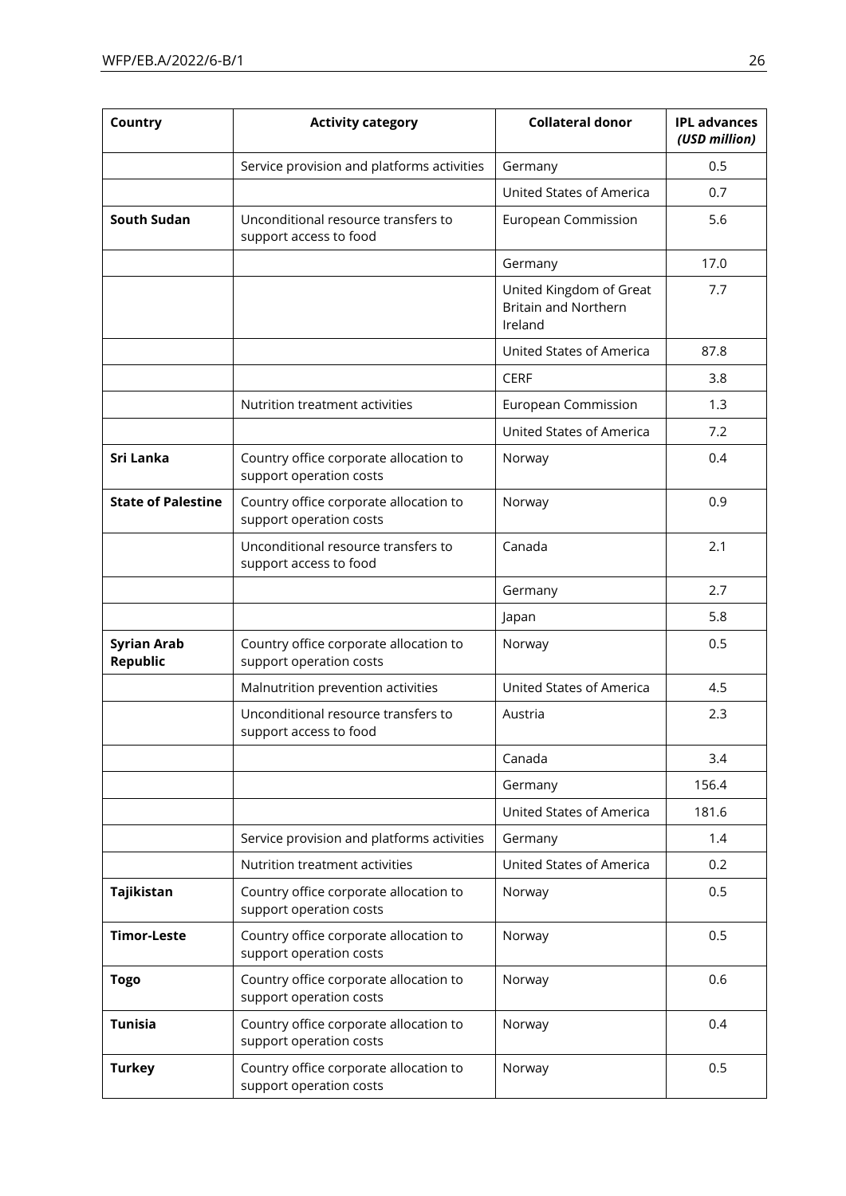| Country | Activity category | Collateral donor | IPL advances *(USD million)* |
|---|---|---|---|
| | Service provision and platforms activities | Germany | 0.5 |
| | | United States of America | 0.7 |
| **South Sudan** | Unconditional resource transfers to support access to food | European Commission | 5.6 |
| | | Germany | 17.0 |
| | | United Kingdom of Great Britain and Northern Ireland | 7.7 |
| | | United States of America | 87.8 |
| | | CERF | 3.8 |
| | Nutrition treatment activities | European Commission | 1.3 |
| | | United States of America | 7.2 |
| **Sri Lanka** | Country office corporate allocation to support operation costs | Norway | 0.4 |
| **State of Palestine** | Country office corporate allocation to support operation costs | Norway | 0.9 |
| | Unconditional resource transfers to support access to food | Canada | 2.1 |
| | | Germany | 2.7 |
| | | Japan | 5.8 |
| **Syrian Arab Republic** | Country office corporate allocation to support operation costs | Norway | 0.5 |
| | Malnutrition prevention activities | United States of America | 4.5 |
| | Unconditional resource transfers to support access to food | Austria | 2.3 |
| | | Canada | 3.4 |
| | | Germany | 156.4 |
| | | United States of America | 181.6 |
| | Service provision and platforms activities | Germany | 1.4 |
| | Nutrition treatment activities | United States of America | 0.2 |
| **Tajikistan** | Country office corporate allocation to support operation costs | Norway | 0.5 |
| **Timor-Leste** | Country office corporate allocation to support operation costs | Norway | 0.5 |
| **Togo** | Country office corporate allocation to support operation costs | Norway | 0.6 |
| **Tunisia** | Country office corporate allocation to support operation costs | Norway | 0.4 |
| **Turkey** | Country office corporate allocation to support operation costs | Norway | 0.5 |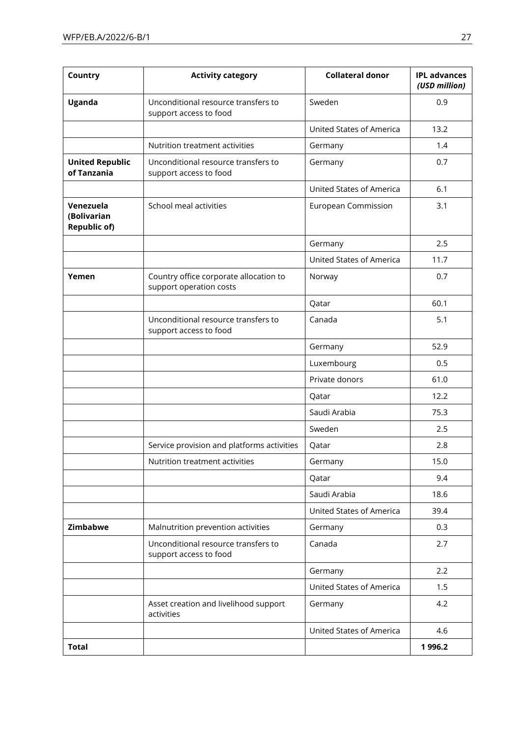| Country | Activity category | Collateral donor | IPL advances *(USD million)* |
|---|---|---|---|
| **Uganda** | Unconditional resource transfers to support access to food | Sweden | 0.9 |
| | | United States of America | 13.2 |
| | Nutrition treatment activities | Germany | 1.4 |
| **United Republic of Tanzania** | Unconditional resource transfers to support access to food | Germany | 0.7 |
| | | United States of America | 6.1 |
| **Venezuela (Bolivarian Republic of)** | School meal activities | European Commission | 3.1 |
| | | Germany | 2.5 |
| | | United States of America | 11.7 |
| **Yemen** | Country office corporate allocation to support operation costs | Norway | 0.7 |
| | | Qatar | 60.1 |
| | Unconditional resource transfers to support access to food | Canada | 5.1 |
| | | Germany | 52.9 |
| | | Luxembourg | 0.5 |
| | | Private donors | 61.0 |
| | | Qatar | 12.2 |
| | | Saudi Arabia | 75.3 |
| | | Sweden | 2.5 |
| | Service provision and platforms activities | Qatar | 2.8 |
| | Nutrition treatment activities | Germany | 15.0 |
| | | Qatar | 9.4 |
| | | Saudi Arabia | 18.6 |
| | | United States of America | 39.4 |
| **Zimbabwe** | Malnutrition prevention activities | Germany | 0.3 |
| | Unconditional resource transfers to support access to food | Canada | 2.7 |
| | | Germany | 2.2 |
| | | United States of America | 1.5 |
| | Asset creation and livelihood support activities | Germany | 4.2 |
| | | United States of America | 4.6 |
| **Total** | | | **1 996.2** |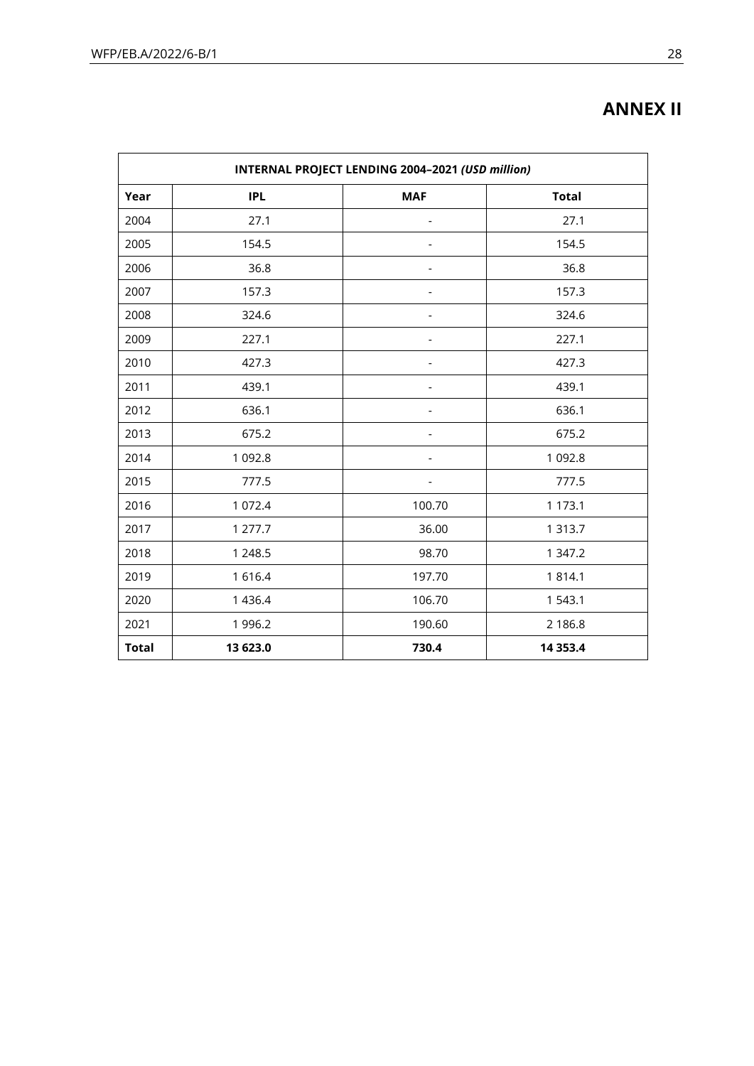# ANNEX II

| **INTERNAL PROJECT LENDING 2004–2021** ***(USD million)*** | | | |
|---|---|---|---|
| **Year** | **IPL** | **MAF** | **Total** |
| 2004 | 27.1 | - | 27.1 |
| 2005 | 154.5 | - | 154.5 |
| 2006 | 36.8 | - | 36.8 |
| 2007 | 157.3 | - | 157.3 |
| 2008 | 324.6 | - | 324.6 |
| 2009 | 227.1 | - | 227.1 |
| 2010 | 427.3 | - | 427.3 |
| 2011 | 439.1 | - | 439.1 |
| 2012 | 636.1 | - | 636.1 |
| 2013 | 675.2 | - | 675.2 |
| 2014 | 1 092.8 | - | 1 092.8 |
| 2015 | 777.5 | - | 777.5 |
| 2016 | 1 072.4 | 100.70 | 1 173.1 |
| 2017 | 1 277.7 | 36.00 | 1 313.7 |
| 2018 | 1 248.5 | 98.70 | 1 347.2 |
| 2019 | 1 616.4 | 197.70 | 1 814.1 |
| 2020 | 1 436.4 | 106.70 | 1 543.1 |
| 2021 | 1 996.2 | 190.60 | 2 186.8 |
| **Total** | **13 623.0** | **730.4** | **14 353.4** |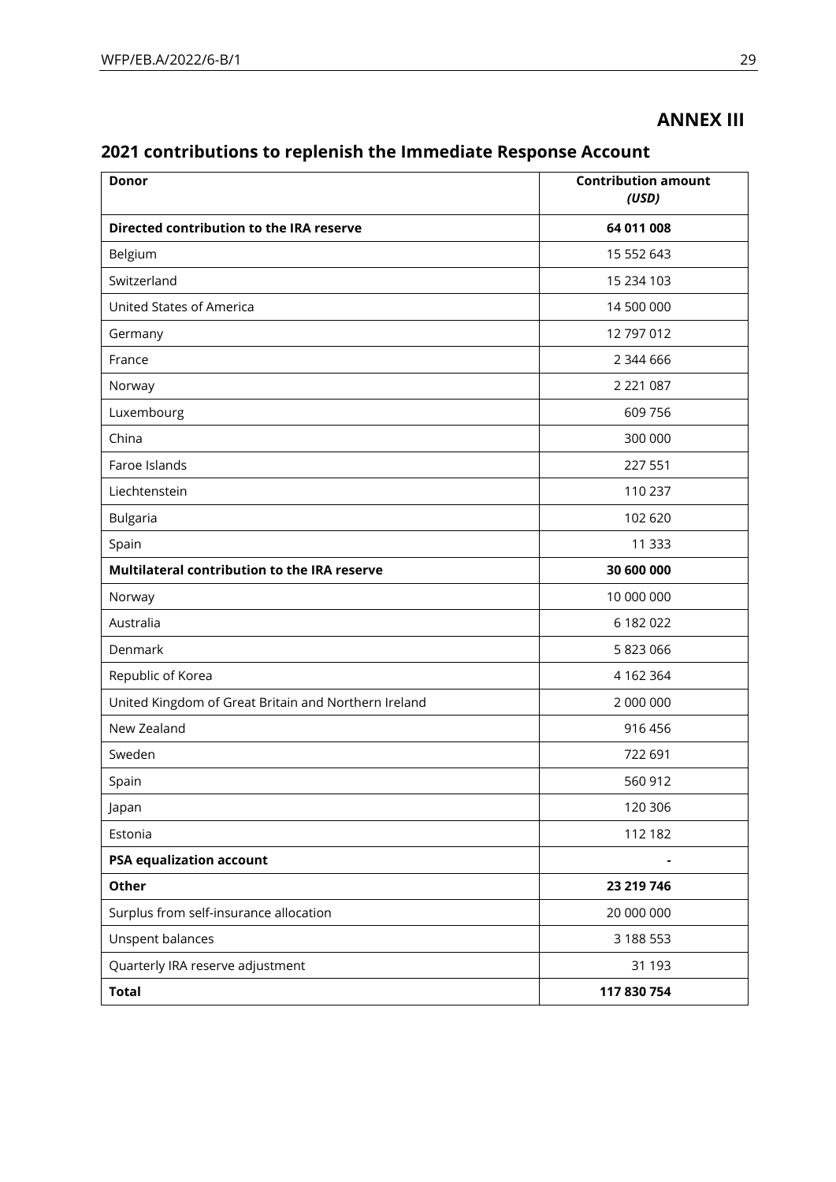# ANNEX III

## 2021 contributions to replenish the Immediate Response Account

| **Donor** | **Contribution amount** ***(USD)*** |
|---|---|
| **Directed contribution to the IRA reserve** | **64 011 008** |
| Belgium | 15 552 643 |
| Switzerland | 15 234 103 |
| United States of America | 14 500 000 |
| Germany | 12 797 012 |
| France | 2 344 666 |
| Norway | 2 221 087 |
| Luxembourg | 609 756 |
| China | 300 000 |
| Faroe Islands | 227 551 |
| Liechtenstein | 110 237 |
| Bulgaria | 102 620 |
| Spain | 11 333 |
| **Multilateral contribution to the IRA reserve** | **30 600 000** |
| Norway | 10 000 000 |
| Australia | 6 182 022 |
| Denmark | 5 823 066 |
| Republic of Korea | 4 162 364 |
| United Kingdom of Great Britain and Northern Ireland | 2 000 000 |
| New Zealand | 916 456 |
| Sweden | 722 691 |
| Spain | 560 912 |
| Japan | 120 306 |
| Estonia | 112 182 |
| **PSA equalization account** | **-** |
| **Other** | **23 219 746** |
| Surplus from self-insurance allocation | 20 000 000 |
| Unspent balances | 3 188 553 |
| Quarterly IRA reserve adjustment | 31 193 |
| **Total** | **117 830 754** |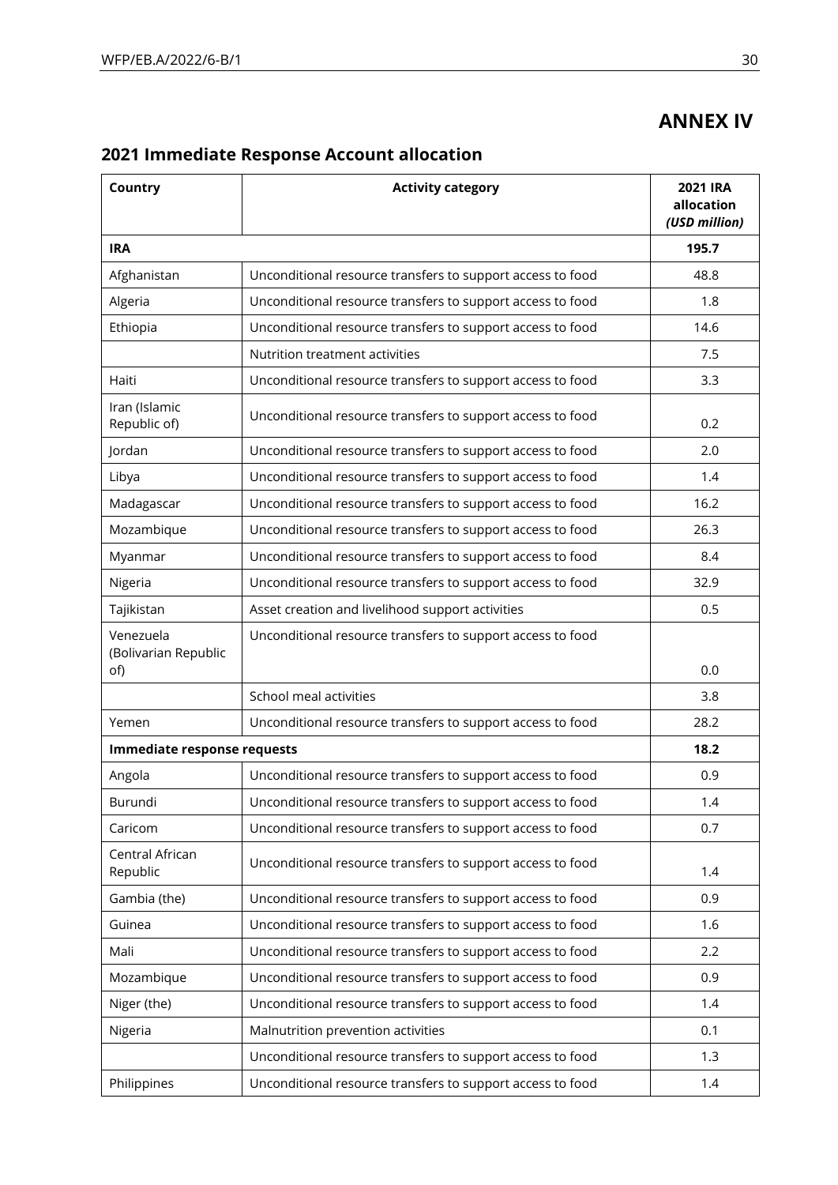# ANNEX IV

## 2021 Immediate Response Account allocation

| Country | Activity category | 2021 IRA allocation *(USD million)* |
|---|---|---|
| **IRA** | | **195.7** |
| Afghanistan | Unconditional resource transfers to support access to food | 48.8 |
| Algeria | Unconditional resource transfers to support access to food | 1.8 |
| Ethiopia | Unconditional resource transfers to support access to food | 14.6 |
| | Nutrition treatment activities | 7.5 |
| Haiti | Unconditional resource transfers to support access to food | 3.3 |
| Iran (Islamic Republic of) | Unconditional resource transfers to support access to food | 0.2 |
| Jordan | Unconditional resource transfers to support access to food | 2.0 |
| Libya | Unconditional resource transfers to support access to food | 1.4 |
| Madagascar | Unconditional resource transfers to support access to food | 16.2 |
| Mozambique | Unconditional resource transfers to support access to food | 26.3 |
| Myanmar | Unconditional resource transfers to support access to food | 8.4 |
| Nigeria | Unconditional resource transfers to support access to food | 32.9 |
| Tajikistan | Asset creation and livelihood support activities | 0.5 |
| Venezuela (Bolivarian Republic of) | Unconditional resource transfers to support access to food | 0.0 |
| | School meal activities | 3.8 |
| Yemen | Unconditional resource transfers to support access to food | 28.2 |
| **Immediate response requests** | | **18.2** |
| Angola | Unconditional resource transfers to support access to food | 0.9 |
| Burundi | Unconditional resource transfers to support access to food | 1.4 |
| Caricom | Unconditional resource transfers to support access to food | 0.7 |
| Central African Republic | Unconditional resource transfers to support access to food | 1.4 |
| Gambia (the) | Unconditional resource transfers to support access to food | 0.9 |
| Guinea | Unconditional resource transfers to support access to food | 1.6 |
| Mali | Unconditional resource transfers to support access to food | 2.2 |
| Mozambique | Unconditional resource transfers to support access to food | 0.9 |
| Niger (the) | Unconditional resource transfers to support access to food | 1.4 |
| Nigeria | Malnutrition prevention activities | 0.1 |
| | Unconditional resource transfers to support access to food | 1.3 |
| Philippines | Unconditional resource transfers to support access to food | 1.4 |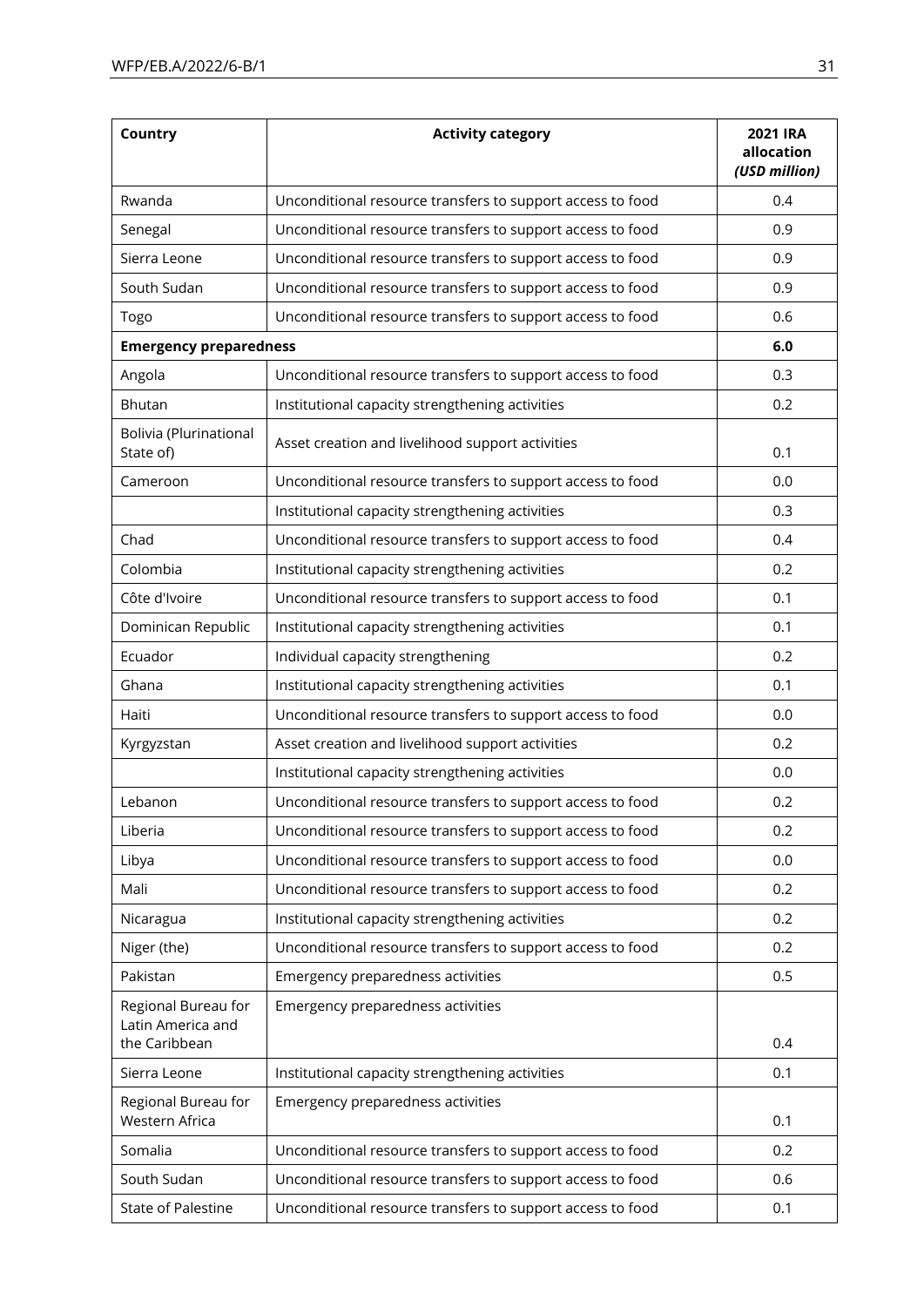| Country | Activity category | 2021 IRA allocation *(USD million)* |
| --- | --- | --- |
| Rwanda | Unconditional resource transfers to support access to food | 0.4 |
| Senegal | Unconditional resource transfers to support access to food | 0.9 |
| Sierra Leone | Unconditional resource transfers to support access to food | 0.9 |
| South Sudan | Unconditional resource transfers to support access to food | 0.9 |
| Togo | Unconditional resource transfers to support access to food | 0.6 |
| **Emergency preparedness** | | **6.0** |
| Angola | Unconditional resource transfers to support access to food | 0.3 |
| Bhutan | Institutional capacity strengthening activities | 0.2 |
| Bolivia (Plurinational State of) | Asset creation and livelihood support activities | 0.1 |
| Cameroon | Unconditional resource transfers to support access to food | 0.0 |
| | Institutional capacity strengthening activities | 0.3 |
| Chad | Unconditional resource transfers to support access to food | 0.4 |
| Colombia | Institutional capacity strengthening activities | 0.2 |
| Côte d'Ivoire | Unconditional resource transfers to support access to food | 0.1 |
| Dominican Republic | Institutional capacity strengthening activities | 0.1 |
| Ecuador | Individual capacity strengthening | 0.2 |
| Ghana | Institutional capacity strengthening activities | 0.1 |
| Haiti | Unconditional resource transfers to support access to food | 0.0 |
| Kyrgyzstan | Asset creation and livelihood support activities | 0.2 |
| | Institutional capacity strengthening activities | 0.0 |
| Lebanon | Unconditional resource transfers to support access to food | 0.2 |
| Liberia | Unconditional resource transfers to support access to food | 0.2 |
| Libya | Unconditional resource transfers to support access to food | 0.0 |
| Mali | Unconditional resource transfers to support access to food | 0.2 |
| Nicaragua | Institutional capacity strengthening activities | 0.2 |
| Niger (the) | Unconditional resource transfers to support access to food | 0.2 |
| Pakistan | Emergency preparedness activities | 0.5 |
| Regional Bureau for Latin America and the Caribbean | Emergency preparedness activities | 0.4 |
| Sierra Leone | Institutional capacity strengthening activities | 0.1 |
| Regional Bureau for Western Africa | Emergency preparedness activities | 0.1 |
| Somalia | Unconditional resource transfers to support access to food | 0.2 |
| South Sudan | Unconditional resource transfers to support access to food | 0.6 |
| State of Palestine | Unconditional resource transfers to support access to food | 0.1 |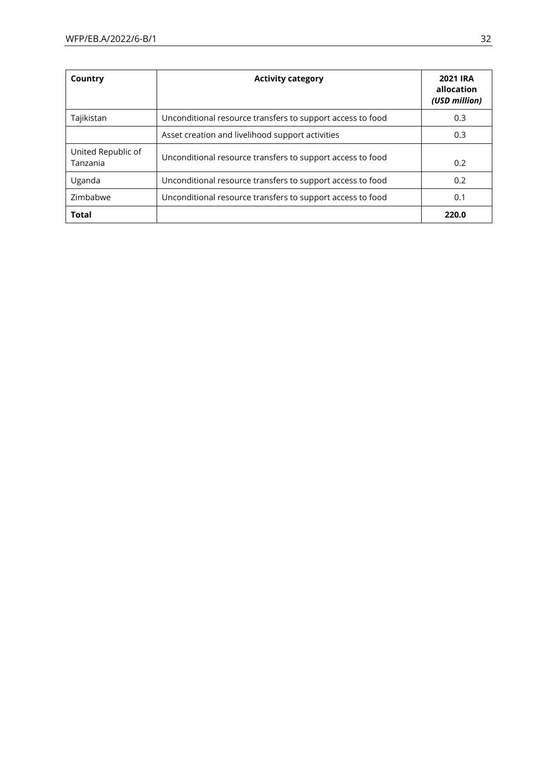| Country | Activity category | 2021 IRA allocation *(USD million)* |
|---|---|---|
| Tajikistan | Unconditional resource transfers to support access to food | 0.3 |
| | Asset creation and livelihood support activities | 0.3 |
| United Republic of Tanzania | Unconditional resource transfers to support access to food | 0.2 |
| Uganda | Unconditional resource transfers to support access to food | 0.2 |
| Zimbabwe | Unconditional resource transfers to support access to food | 0.1 |
| **Total** | | **220.0** |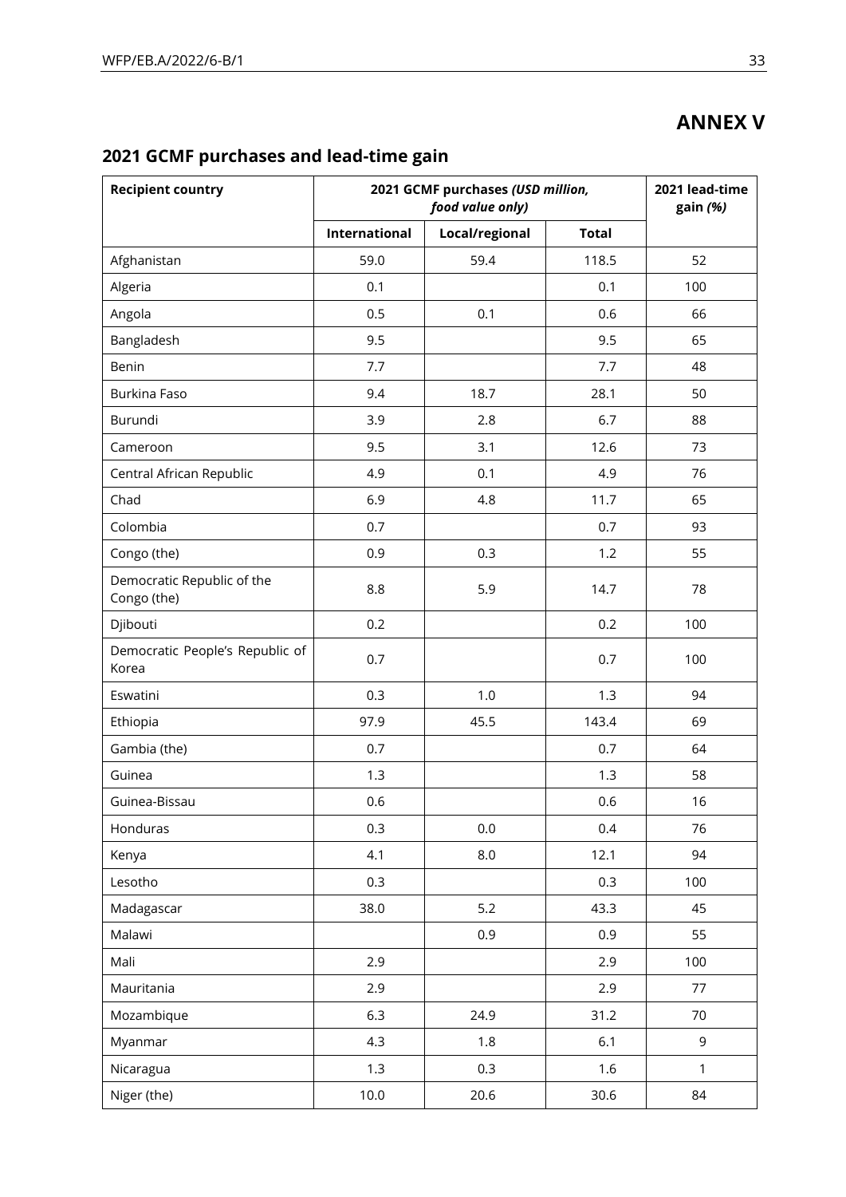# ANNEX V

## 2021 GCMF purchases and lead-time gain

| Recipient country | 2021 GCMF purchases *(USD million, food value only)* | | | 2021 lead-time gain *(%)* |
|---|---|---|---|---|
| | International | Local/regional | Total | |
| Afghanistan | 59.0 | 59.4 | 118.5 | 52 |
| Algeria | 0.1 | | 0.1 | 100 |
| Angola | 0.5 | 0.1 | 0.6 | 66 |
| Bangladesh | 9.5 | | 9.5 | 65 |
| Benin | 7.7 | | 7.7 | 48 |
| Burkina Faso | 9.4 | 18.7 | 28.1 | 50 |
| Burundi | 3.9 | 2.8 | 6.7 | 88 |
| Cameroon | 9.5 | 3.1 | 12.6 | 73 |
| Central African Republic | 4.9 | 0.1 | 4.9 | 76 |
| Chad | 6.9 | 4.8 | 11.7 | 65 |
| Colombia | 0.7 | | 0.7 | 93 |
| Congo (the) | 0.9 | 0.3 | 1.2 | 55 |
| Democratic Republic of the Congo (the) | 8.8 | 5.9 | 14.7 | 78 |
| Djibouti | 0.2 | | 0.2 | 100 |
| Democratic People's Republic of Korea | 0.7 | | 0.7 | 100 |
| Eswatini | 0.3 | 1.0 | 1.3 | 94 |
| Ethiopia | 97.9 | 45.5 | 143.4 | 69 |
| Gambia (the) | 0.7 | | 0.7 | 64 |
| Guinea | 1.3 | | 1.3 | 58 |
| Guinea-Bissau | 0.6 | | 0.6 | 16 |
| Honduras | 0.3 | 0.0 | 0.4 | 76 |
| Kenya | 4.1 | 8.0 | 12.1 | 94 |
| Lesotho | 0.3 | | 0.3 | 100 |
| Madagascar | 38.0 | 5.2 | 43.3 | 45 |
| Malawi | | 0.9 | 0.9 | 55 |
| Mali | 2.9 | | 2.9 | 100 |
| Mauritania | 2.9 | | 2.9 | 77 |
| Mozambique | 6.3 | 24.9 | 31.2 | 70 |
| Myanmar | 4.3 | 1.8 | 6.1 | 9 |
| Nicaragua | 1.3 | 0.3 | 1.6 | 1 |
| Niger (the) | 10.0 | 20.6 | 30.6 | 84 |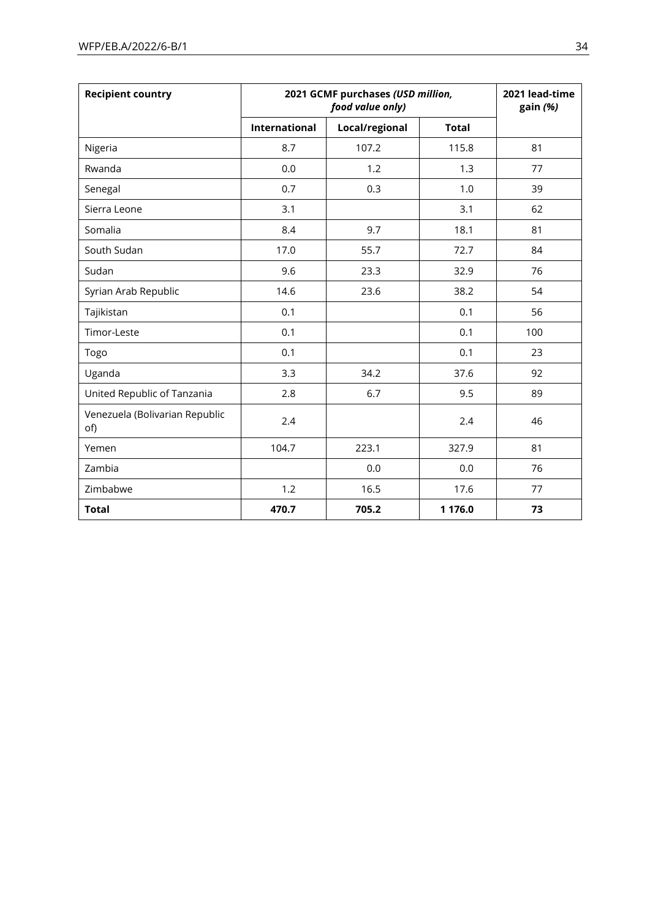| Recipient country | 2021 GCMF purchases *(USD million, food value only)* | | | 2021 lead-time gain *(%)* |
|---|---|---|---|---|
| | International | Local/regional | Total | |
| Nigeria | 8.7 | 107.2 | 115.8 | 81 |
| Rwanda | 0.0 | 1.2 | 1.3 | 77 |
| Senegal | 0.7 | 0.3 | 1.0 | 39 |
| Sierra Leone | 3.1 | | 3.1 | 62 |
| Somalia | 8.4 | 9.7 | 18.1 | 81 |
| South Sudan | 17.0 | 55.7 | 72.7 | 84 |
| Sudan | 9.6 | 23.3 | 32.9 | 76 |
| Syrian Arab Republic | 14.6 | 23.6 | 38.2 | 54 |
| Tajikistan | 0.1 | | 0.1 | 56 |
| Timor-Leste | 0.1 | | 0.1 | 100 |
| Togo | 0.1 | | 0.1 | 23 |
| Uganda | 3.3 | 34.2 | 37.6 | 92 |
| United Republic of Tanzania | 2.8 | 6.7 | 9.5 | 89 |
| Venezuela (Bolivarian Republic of) | 2.4 | | 2.4 | 46 |
| Yemen | 104.7 | 223.1 | 327.9 | 81 |
| Zambia | | 0.0 | 0.0 | 76 |
| Zimbabwe | 1.2 | 16.5 | 17.6 | 77 |
| **Total** | **470.7** | **705.2** | **1 176.0** | **73** |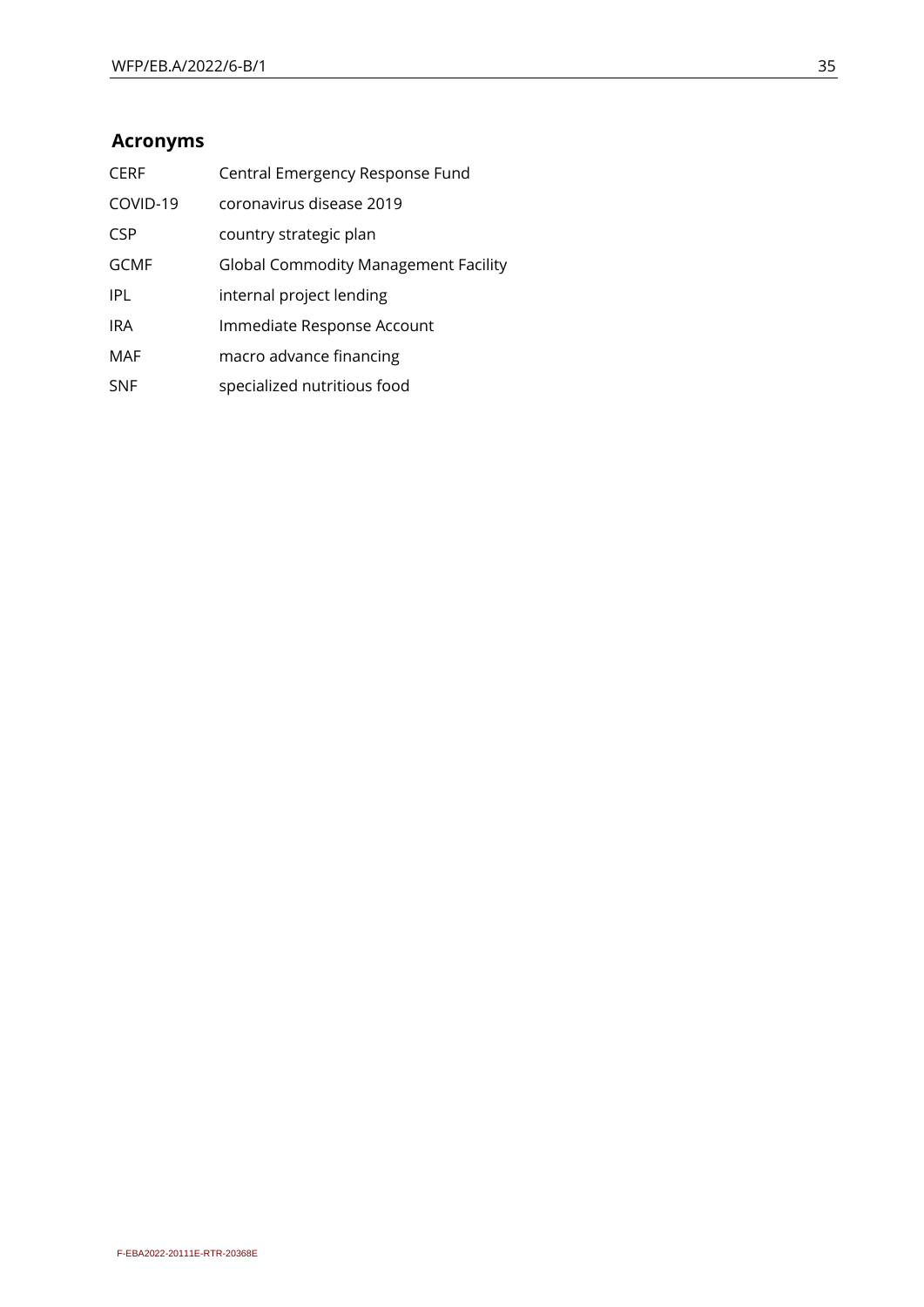## Acronyms

| | |
|---|---|
| CERF | Central Emergency Response Fund |
| COVID-19 | coronavirus disease 2019 |
| CSP | country strategic plan |
| GCMF | Global Commodity Management Facility |
| IPL | internal project lending |
| IRA | Immediate Response Account |
| MAF | macro advance financing |
| SNF | specialized nutritious food |

F-EBA2022-20111E-RTR-20368E